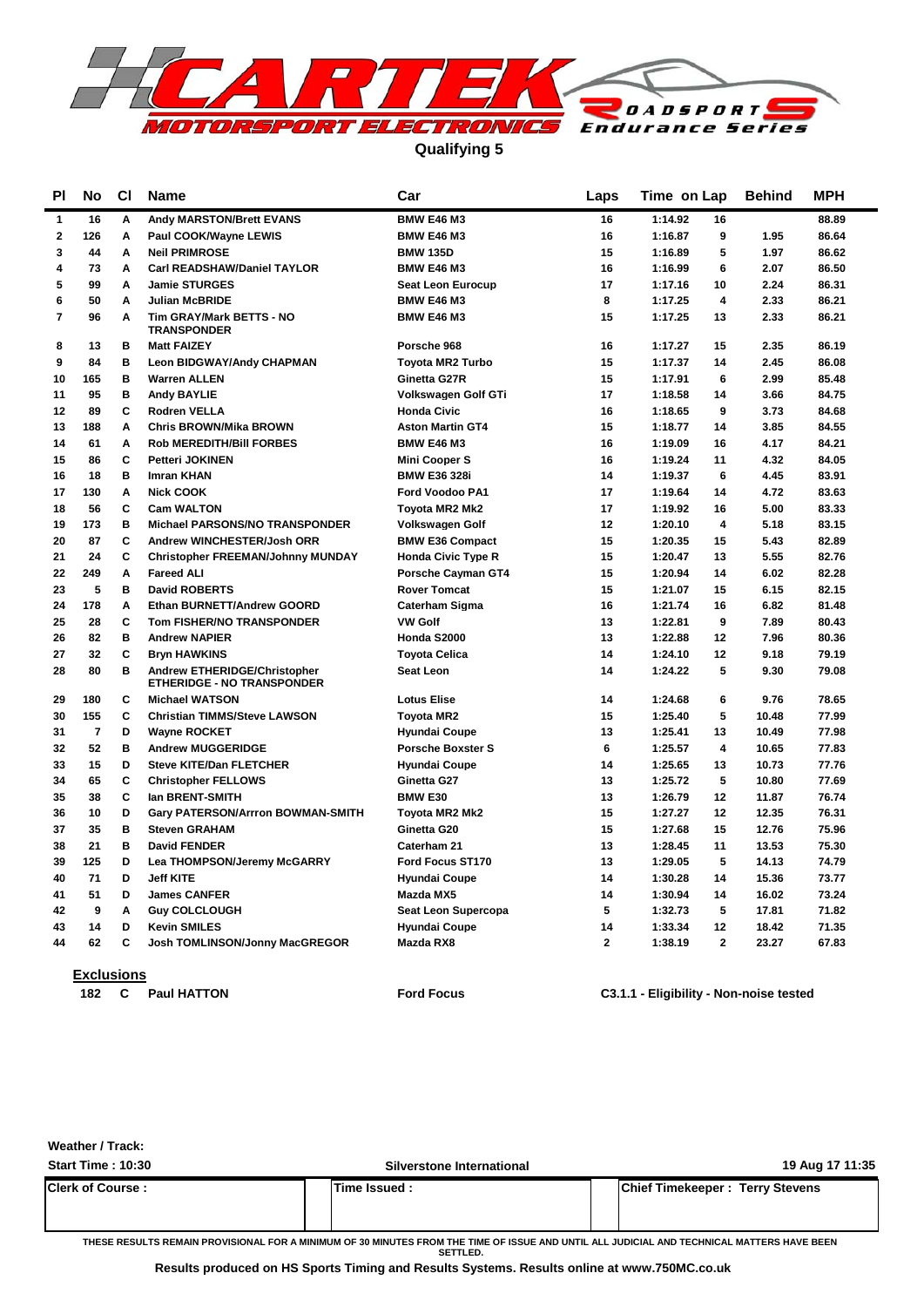# CARTEK MOTORSPORT ELECTRONICS Roadsport Endurance Series

## Qualifying 5

| Pl | No | Cl | Name | Car | Laps | Time | on Lap | Behind | MPH |
|---|---|---|---|---|---|---|---|---|---|
| 1 | 16 | A | Andy MARSTON/Brett EVANS | BMW E46 M3 | 16 | 1:14.92 | 16 | | 88.89 |
| 2 | 126 | A | Paul COOK/Wayne LEWIS | BMW E46 M3 | 16 | 1:16.87 | 9 | 1.95 | 86.64 |
| 3 | 44 | A | Neil PRIMROSE | BMW 135D | 15 | 1:16.89 | 5 | 1.97 | 86.62 |
| 4 | 73 | A | Carl READSHAW/Daniel TAYLOR | BMW E46 M3 | 16 | 1:16.99 | 6 | 2.07 | 86.50 |
| 5 | 99 | A | Jamie STURGES | Seat Leon Eurocup | 17 | 1:17.16 | 10 | 2.24 | 86.31 |
| 6 | 50 | A | Julian McBRIDE | BMW E46 M3 | 8 | 1:17.25 | 4 | 2.33 | 86.21 |
| 7 | 96 | A | Tim GRAY/Mark BETTS - NO TRANSPONDER | BMW E46 M3 | 15 | 1:17.25 | 13 | 2.33 | 86.21 |
| 8 | 13 | B | Matt FAIZEY | Porsche 968 | 16 | 1:17.27 | 15 | 2.35 | 86.19 |
| 9 | 84 | B | Leon BIDGWAY/Andy CHAPMAN | Toyota MR2 Turbo | 15 | 1:17.37 | 14 | 2.45 | 86.08 |
| 10 | 165 | B | Warren ALLEN | Ginetta G27R | 15 | 1:17.91 | 6 | 2.99 | 85.48 |
| 11 | 95 | B | Andy BAYLIE | Volkswagen Golf GTi | 17 | 1:18.58 | 14 | 3.66 | 84.75 |
| 12 | 89 | C | Rodren VELLA | Honda Civic | 16 | 1:18.65 | 9 | 3.73 | 84.68 |
| 13 | 188 | A | Chris BROWN/Mika BROWN | Aston Martin GT4 | 15 | 1:18.77 | 14 | 3.85 | 84.55 |
| 14 | 61 | A | Rob MEREDITH/Bill FORBES | BMW E46 M3 | 16 | 1:19.09 | 16 | 4.17 | 84.21 |
| 15 | 86 | C | Petteri JOKINEN | Mini Cooper S | 16 | 1:19.24 | 11 | 4.32 | 84.05 |
| 16 | 18 | B | Imran KHAN | BMW E36 328i | 14 | 1:19.37 | 6 | 4.45 | 83.91 |
| 17 | 130 | A | Nick COOK | Ford Voodoo PA1 | 17 | 1:19.64 | 14 | 4.72 | 83.63 |
| 18 | 56 | C | Cam WALTON | Toyota MR2 Mk2 | 17 | 1:19.92 | 16 | 5.00 | 83.33 |
| 19 | 173 | B | Michael PARSONS/NO TRANSPONDER | Volkswagen Golf | 12 | 1:20.10 | 4 | 5.18 | 83.15 |
| 20 | 87 | C | Andrew WINCHESTER/Josh ORR | BMW E36 Compact | 15 | 1:20.35 | 15 | 5.43 | 82.89 |
| 21 | 24 | C | Christopher FREEMAN/Johnny MUNDAY | Honda Civic Type R | 15 | 1:20.47 | 13 | 5.55 | 82.76 |
| 22 | 249 | A | Fareed ALI | Porsche Cayman GT4 | 15 | 1:20.94 | 14 | 6.02 | 82.28 |
| 23 | 5 | B | David ROBERTS | Rover Tomcat | 15 | 1:21.07 | 15 | 6.15 | 82.15 |
| 24 | 178 | A | Ethan BURNETT/Andrew GOORD | Caterham Sigma | 16 | 1:21.74 | 16 | 6.82 | 81.48 |
| 25 | 28 | C | Tom FISHER/NO TRANSPONDER | VW Golf | 13 | 1:22.81 | 9 | 7.89 | 80.43 |
| 26 | 82 | B | Andrew NAPIER | Honda S2000 | 13 | 1:22.88 | 12 | 7.96 | 80.36 |
| 27 | 32 | C | Bryn HAWKINS | Toyota Celica | 14 | 1:24.10 | 12 | 9.18 | 79.19 |
| 28 | 80 | B | Andrew ETHERIDGE/Christopher ETHERIDGE - NO TRANSPONDER | Seat Leon | 14 | 1:24.22 | 5 | 9.30 | 79.08 |
| 29 | 180 | C | Michael WATSON | Lotus Elise | 14 | 1:24.68 | 6 | 9.76 | 78.65 |
| 30 | 155 | C | Christian TIMMS/Steve LAWSON | Toyota MR2 | 15 | 1:25.40 | 5 | 10.48 | 77.99 |
| 31 | 7 | D | Wayne ROCKET | Hyundai Coupe | 13 | 1:25.41 | 13 | 10.49 | 77.98 |
| 32 | 52 | B | Andrew MUGGERIDGE | Porsche Boxster S | 6 | 1:25.57 | 4 | 10.65 | 77.83 |
| 33 | 15 | D | Steve KITE/Dan FLETCHER | Hyundai Coupe | 14 | 1:25.65 | 13 | 10.73 | 77.76 |
| 34 | 65 | C | Christopher FELLOWS | Ginetta G27 | 13 | 1:25.72 | 5 | 10.80 | 77.69 |
| 35 | 38 | C | Ian BRENT-SMITH | BMW E30 | 13 | 1:26.79 | 12 | 11.87 | 76.74 |
| 36 | 10 | D | Gary PATERSON/Arrron BOWMAN-SMITH | Toyota MR2 Mk2 | 15 | 1:27.27 | 12 | 12.35 | 76.31 |
| 37 | 35 | B | Steven GRAHAM | Ginetta G20 | 15 | 1:27.68 | 15 | 12.76 | 75.96 |
| 38 | 21 | B | David FENDER | Caterham 21 | 13 | 1:28.45 | 11 | 13.53 | 75.30 |
| 39 | 125 | D | Lea THOMPSON/Jeremy McGARRY | Ford Focus ST170 | 13 | 1:29.05 | 5 | 14.13 | 74.79 |
| 40 | 71 | D | Jeff KITE | Hyundai Coupe | 14 | 1:30.28 | 14 | 15.36 | 73.77 |
| 41 | 51 | D | James CANFER | Mazda MX5 | 14 | 1:30.94 | 14 | 16.02 | 73.24 |
| 42 | 9 | A | Guy COLCLOUGH | Seat Leon Supercopa | 5 | 1:32.73 | 5 | 17.81 | 71.82 |
| 43 | 14 | D | Kevin SMILES | Hyundai Coupe | 14 | 1:33.34 | 12 | 18.42 | 71.35 |
| 44 | 62 | C | Josh TOMLINSON/Jonny MacGREGOR | Mazda RX8 | 2 | 1:38.19 | 2 | 23.27 | 67.83 |

**Exclusions**

| No | Cl | Name | Car | Reason |
|---|---|---|---|---|
| 182 | C | Paul HATTON | Ford Focus | C3.1.1 - Eligibility - Non-noise tested |

**Weather / Track:**

**Start Time : 10:30** | **Silverstone International** | **19 Aug 17 11:35**

| Clerk of Course : | Time Issued : | Chief Timekeeper : Terry Stevens |
|---|---|---|
| | | |

THESE RESULTS REMAIN PROVISIONAL FOR A MINIMUM OF 30 MINUTES FROM THE TIME OF ISSUE AND UNTIL ALL JUDICIAL AND TECHNICAL MATTERS HAVE BEEN SETTLED.

**Results produced on HS Sports Timing and Results Systems. Results online at www.750MC.co.uk**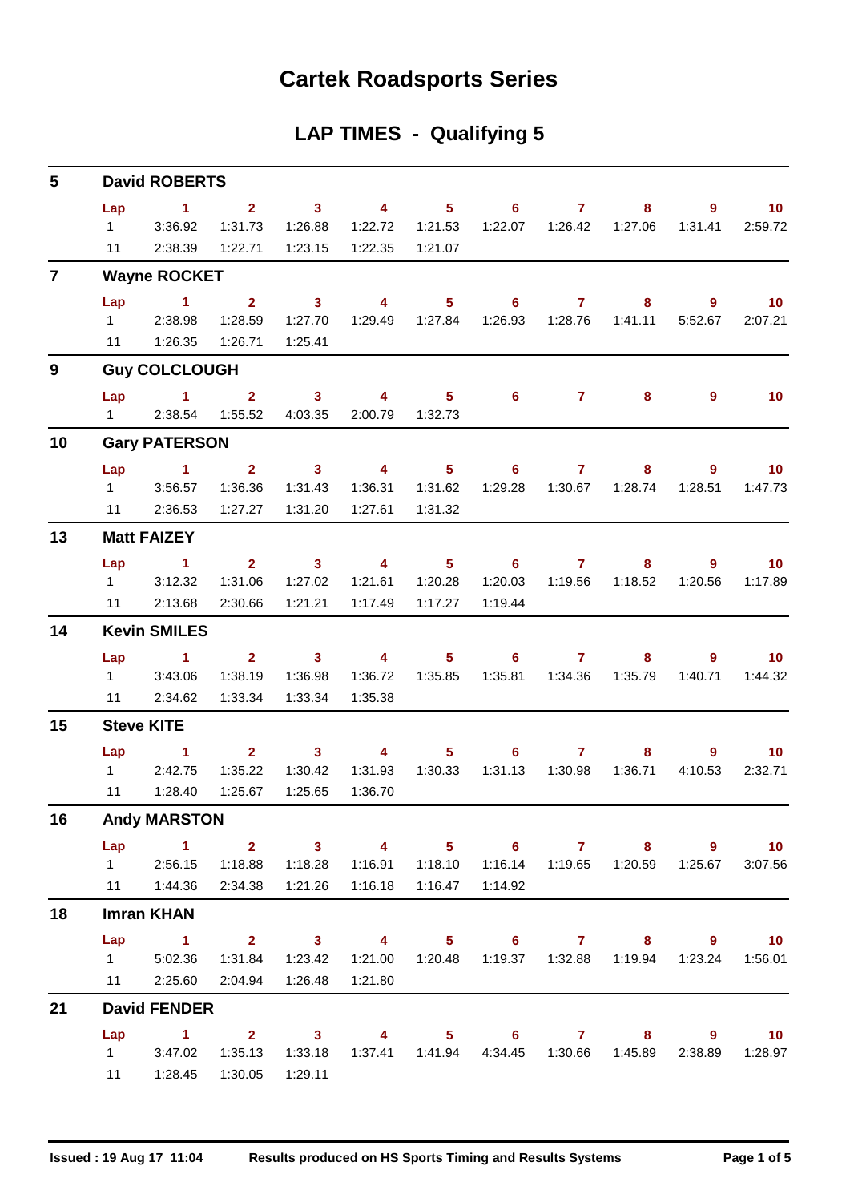# Cartek Roadsports Series

## LAP TIMES - Qualifying 5

### 5 David ROBERTS

| Lap | 1 | 2 | 3 | 4 | 5 | 6 | 7 | 8 | 9 | 10 |
|---|---|---|---|---|---|---|---|---|---|---|
| 1 | 3:36.92 | 1:31.73 | 1:26.88 | 1:22.72 | 1:21.53 | 1:22.07 | 1:26.42 | 1:27.06 | 1:31.41 | 2:59.72 |
| 11 | 2:38.39 | 1:22.71 | 1:23.15 | 1:22.35 | 1:21.07 | | | | | |

### 7 Wayne ROCKET

| Lap | 1 | 2 | 3 | 4 | 5 | 6 | 7 | 8 | 9 | 10 |
|---|---|---|---|---|---|---|---|---|---|---|
| 1 | 2:38.98 | 1:28.59 | 1:27.70 | 1:29.49 | 1:27.84 | 1:26.93 | 1:28.76 | 1:41.11 | 5:52.67 | 2:07.21 |
| 11 | 1:26.35 | 1:26.71 | 1:25.41 | | | | | | | |

### 9 Guy COLCLOUGH

| Lap | 1 | 2 | 3 | 4 | 5 | 6 | 7 | 8 | 9 | 10 |
|---|---|---|---|---|---|---|---|---|---|---|
| 1 | 2:38.54 | 1:55.52 | 4:03.35 | 2:00.79 | 1:32.73 | | | | | |

### 10 Gary PATERSON

| Lap | 1 | 2 | 3 | 4 | 5 | 6 | 7 | 8 | 9 | 10 |
|---|---|---|---|---|---|---|---|---|---|---|
| 1 | 3:56.57 | 1:36.36 | 1:31.43 | 1:36.31 | 1:31.62 | 1:29.28 | 1:30.67 | 1:28.74 | 1:28.51 | 1:47.73 |
| 11 | 2:36.53 | 1:27.27 | 1:31.20 | 1:27.61 | 1:31.32 | | | | | |

### 13 Matt FAIZEY

| Lap | 1 | 2 | 3 | 4 | 5 | 6 | 7 | 8 | 9 | 10 |
|---|---|---|---|---|---|---|---|---|---|---|
| 1 | 3:12.32 | 1:31.06 | 1:27.02 | 1:21.61 | 1:20.28 | 1:20.03 | 1:19.56 | 1:18.52 | 1:20.56 | 1:17.89 |
| 11 | 2:13.68 | 2:30.66 | 1:21.21 | 1:17.49 | 1:17.27 | 1:19.44 | | | | |

### 14 Kevin SMILES

| Lap | 1 | 2 | 3 | 4 | 5 | 6 | 7 | 8 | 9 | 10 |
|---|---|---|---|---|---|---|---|---|---|---|
| 1 | 3:43.06 | 1:38.19 | 1:36.98 | 1:36.72 | 1:35.85 | 1:35.81 | 1:34.36 | 1:35.79 | 1:40.71 | 1:44.32 |
| 11 | 2:34.62 | 1:33.34 | 1:33.34 | 1:35.38 | | | | | | |

### 15 Steve KITE

| Lap | 1 | 2 | 3 | 4 | 5 | 6 | 7 | 8 | 9 | 10 |
|---|---|---|---|---|---|---|---|---|---|---|
| 1 | 2:42.75 | 1:35.22 | 1:30.42 | 1:31.93 | 1:30.33 | 1:31.13 | 1:30.98 | 1:36.71 | 4:10.53 | 2:32.71 |
| 11 | 1:28.40 | 1:25.67 | 1:25.65 | 1:36.70 | | | | | | |

### 16 Andy MARSTON

| Lap | 1 | 2 | 3 | 4 | 5 | 6 | 7 | 8 | 9 | 10 |
|---|---|---|---|---|---|---|---|---|---|---|
| 1 | 2:56.15 | 1:18.88 | 1:18.28 | 1:16.91 | 1:18.10 | 1:16.14 | 1:19.65 | 1:20.59 | 1:25.67 | 3:07.56 |
| 11 | 1:44.36 | 2:34.38 | 1:21.26 | 1:16.18 | 1:16.47 | 1:14.92 | | | | |

### 18 Imran KHAN

| Lap | 1 | 2 | 3 | 4 | 5 | 6 | 7 | 8 | 9 | 10 |
|---|---|---|---|---|---|---|---|---|---|---|
| 1 | 5:02.36 | 1:31.84 | 1:23.42 | 1:21.00 | 1:20.48 | 1:19.37 | 1:32.88 | 1:19.94 | 1:23.24 | 1:56.01 |
| 11 | 2:25.60 | 2:04.94 | 1:26.48 | 1:21.80 | | | | | | |

### 21 David FENDER

| Lap | 1 | 2 | 3 | 4 | 5 | 6 | 7 | 8 | 9 | 10 |
|---|---|---|---|---|---|---|---|---|---|---|
| 1 | 3:47.02 | 1:35.13 | 1:33.18 | 1:37.41 | 1:41.94 | 4:34.45 | 1:30.66 | 1:45.89 | 2:38.89 | 1:28.97 |
| 11 | 1:28.45 | 1:30.05 | 1:29.11 | | | | | | | |

Issued : 19 Aug 17 11:04 Results produced on HS Sports Timing and Results Systems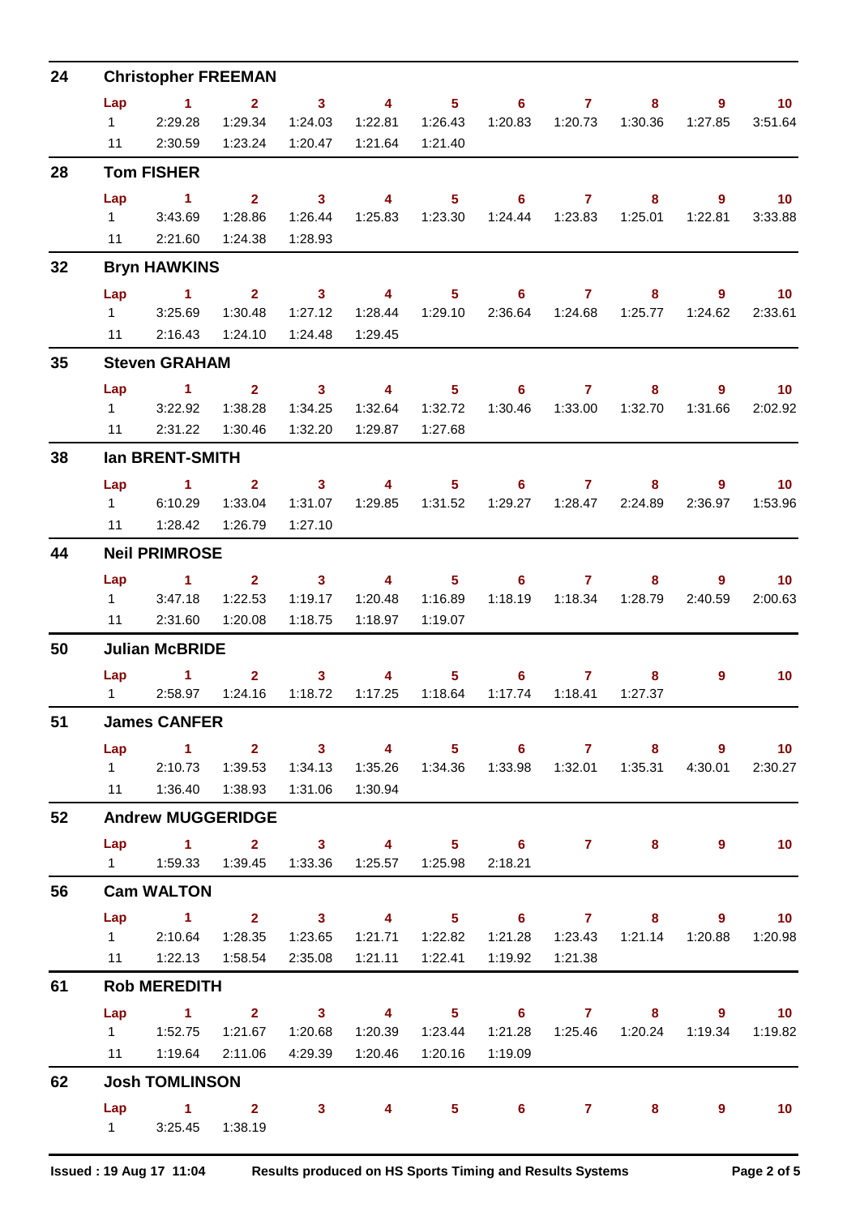## 24 Christopher FREEMAN

| Lap | 1 | 2 | 3 | 4 | 5 | 6 | 7 | 8 | 9 | 10 |
|---|---|---|---|---|---|---|---|---|---|---|
| 1 | 2:29.28 | 1:29.34 | 1:24.03 | 1:22.81 | 1:26.43 | 1:20.83 | 1:20.73 | 1:30.36 | 1:27.85 | 3:51.64 |
| 11 | 2:30.59 | 1:23.24 | 1:20.47 | 1:21.64 | 1:21.40 | | | | | |

## 28 Tom FISHER

| Lap | 1 | 2 | 3 | 4 | 5 | 6 | 7 | 8 | 9 | 10 |
|---|---|---|---|---|---|---|---|---|---|---|
| 1 | 3:43.69 | 1:28.86 | 1:26.44 | 1:25.83 | 1:23.30 | 1:24.44 | 1:23.83 | 1:25.01 | 1:22.81 | 3:33.88 |
| 11 | 2:21.60 | 1:24.38 | 1:28.93 | | | | | | | |

## 32 Bryn HAWKINS

| Lap | 1 | 2 | 3 | 4 | 5 | 6 | 7 | 8 | 9 | 10 |
|---|---|---|---|---|---|---|---|---|---|---|
| 1 | 3:25.69 | 1:30.48 | 1:27.12 | 1:28.44 | 1:29.10 | 2:36.64 | 1:24.68 | 1:25.77 | 1:24.62 | 2:33.61 |
| 11 | 2:16.43 | 1:24.10 | 1:24.48 | 1:29.45 | | | | | | |

## 35 Steven GRAHAM

| Lap | 1 | 2 | 3 | 4 | 5 | 6 | 7 | 8 | 9 | 10 |
|---|---|---|---|---|---|---|---|---|---|---|
| 1 | 3:22.92 | 1:38.28 | 1:34.25 | 1:32.64 | 1:32.72 | 1:30.46 | 1:33.00 | 1:32.70 | 1:31.66 | 2:02.92 |
| 11 | 2:31.22 | 1:30.46 | 1:32.20 | 1:29.87 | 1:27.68 | | | | | |

## 38 Ian BRENT-SMITH

| Lap | 1 | 2 | 3 | 4 | 5 | 6 | 7 | 8 | 9 | 10 |
|---|---|---|---|---|---|---|---|---|---|---|
| 1 | 6:10.29 | 1:33.04 | 1:31.07 | 1:29.85 | 1:31.52 | 1:29.27 | 1:28.47 | 2:24.89 | 2:36.97 | 1:53.96 |
| 11 | 1:28.42 | 1:26.79 | 1:27.10 | | | | | | | |

## 44 Neil PRIMROSE

| Lap | 1 | 2 | 3 | 4 | 5 | 6 | 7 | 8 | 9 | 10 |
|---|---|---|---|---|---|---|---|---|---|---|
| 1 | 3:47.18 | 1:22.53 | 1:19.17 | 1:20.48 | 1:16.89 | 1:18.19 | 1:18.34 | 1:28.79 | 2:40.59 | 2:00.63 |
| 11 | 2:31.60 | 1:20.08 | 1:18.75 | 1:18.97 | 1:19.07 | | | | | |

## 50 Julian McBRIDE

| Lap | 1 | 2 | 3 | 4 | 5 | 6 | 7 | 8 | 9 | 10 |
|---|---|---|---|---|---|---|---|---|---|---|
| 1 | 2:58.97 | 1:24.16 | 1:18.72 | 1:17.25 | 1:18.64 | 1:17.74 | 1:18.41 | 1:27.37 | | |

## 51 James CANFER

| Lap | 1 | 2 | 3 | 4 | 5 | 6 | 7 | 8 | 9 | 10 |
|---|---|---|---|---|---|---|---|---|---|---|
| 1 | 2:10.73 | 1:39.53 | 1:34.13 | 1:35.26 | 1:34.36 | 1:33.98 | 1:32.01 | 1:35.31 | 4:30.01 | 2:30.27 |
| 11 | 1:36.40 | 1:38.93 | 1:31.06 | 1:30.94 | | | | | | |

## 52 Andrew MUGGERIDGE

| Lap | 1 | 2 | 3 | 4 | 5 | 6 | 7 | 8 | 9 | 10 |
|---|---|---|---|---|---|---|---|---|---|---|
| 1 | 1:59.33 | 1:39.45 | 1:33.36 | 1:25.57 | 1:25.98 | 2:18.21 | | | | |

## 56 Cam WALTON

| Lap | 1 | 2 | 3 | 4 | 5 | 6 | 7 | 8 | 9 | 10 |
|---|---|---|---|---|---|---|---|---|---|---|
| 1 | 2:10.64 | 1:28.35 | 1:23.65 | 1:21.71 | 1:22.82 | 1:21.28 | 1:23.43 | 1:21.14 | 1:20.88 | 1:20.98 |
| 11 | 1:22.13 | 1:58.54 | 2:35.08 | 1:21.11 | 1:22.41 | 1:19.92 | 1:21.38 | | | |

## 61 Rob MEREDITH

| Lap | 1 | 2 | 3 | 4 | 5 | 6 | 7 | 8 | 9 | 10 |
|---|---|---|---|---|---|---|---|---|---|---|
| 1 | 1:52.75 | 1:21.67 | 1:20.68 | 1:20.39 | 1:23.44 | 1:21.28 | 1:25.46 | 1:20.24 | 1:19.34 | 1:19.82 |
| 11 | 1:19.64 | 2:11.06 | 4:29.39 | 1:20.46 | 1:20.16 | 1:19.09 | | | | |

## 62 Josh TOMLINSON

| Lap | 1 | 2 | 3 | 4 | 5 | 6 | 7 | 8 | 9 | 10 |
|---|---|---|---|---|---|---|---|---|---|---|
| 1 | 3:25.45 | 1:38.19 | | | | | | | | |

Issued : 19 Aug 17 11:04 Results produced on HS Sports Timing and Results Systems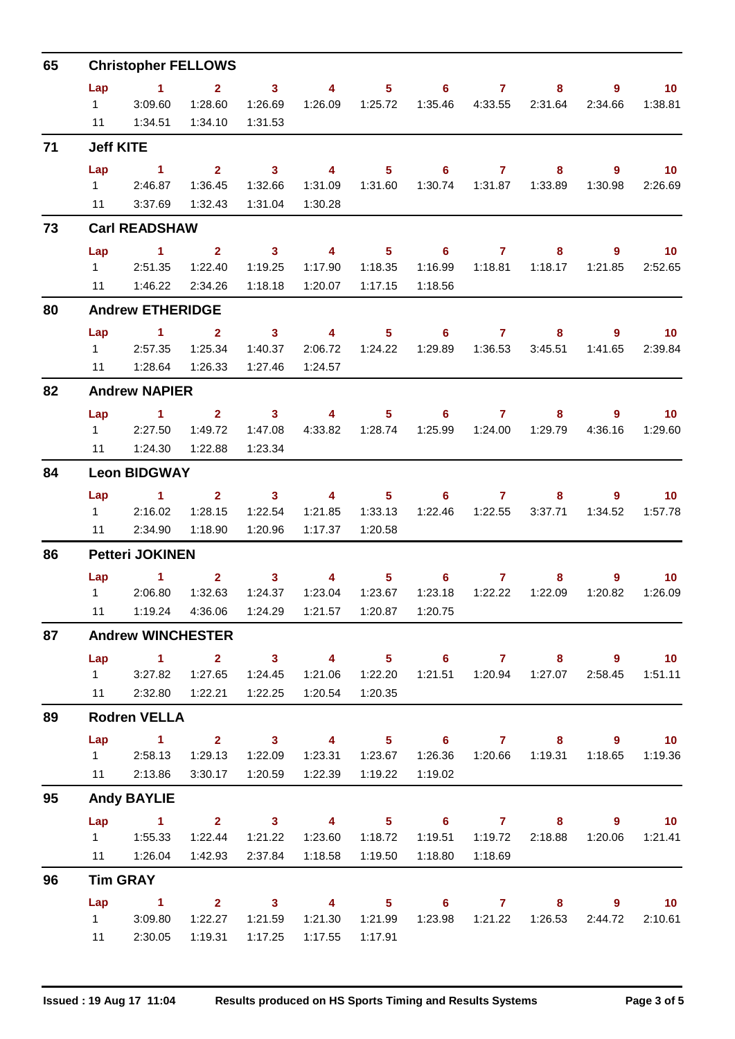## 65 Christopher FELLOWS

| Lap | 1 | 2 | 3 | 4 | 5 | 6 | 7 | 8 | 9 | 10 |
|---|---|---|---|---|---|---|---|---|---|---|
| 1 | 3:09.60 | 1:28.60 | 1:26.69 | 1:26.09 | 1:25.72 | 1:35.46 | 4:33.55 | 2:31.64 | 2:34.66 | 1:38.81 |
| 11 | 1:34.51 | 1:34.10 | 1:31.53 | | | | | | | |

## 71 Jeff KITE

| Lap | 1 | 2 | 3 | 4 | 5 | 6 | 7 | 8 | 9 | 10 |
|---|---|---|---|---|---|---|---|---|---|---|
| 1 | 2:46.87 | 1:36.45 | 1:32.66 | 1:31.09 | 1:31.60 | 1:30.74 | 1:31.87 | 1:33.89 | 1:30.98 | 2:26.69 |
| 11 | 3:37.69 | 1:32.43 | 1:31.04 | 1:30.28 | | | | | | |

## 73 Carl READSHAW

| Lap | 1 | 2 | 3 | 4 | 5 | 6 | 7 | 8 | 9 | 10 |
|---|---|---|---|---|---|---|---|---|---|---|
| 1 | 2:51.35 | 1:22.40 | 1:19.25 | 1:17.90 | 1:18.35 | 1:16.99 | 1:18.81 | 1:18.17 | 1:21.85 | 2:52.65 |
| 11 | 1:46.22 | 2:34.26 | 1:18.18 | 1:20.07 | 1:17.15 | 1:18.56 | | | | |

## 80 Andrew ETHERIDGE

| Lap | 1 | 2 | 3 | 4 | 5 | 6 | 7 | 8 | 9 | 10 |
|---|---|---|---|---|---|---|---|---|---|---|
| 1 | 2:57.35 | 1:25.34 | 1:40.37 | 2:06.72 | 1:24.22 | 1:29.89 | 1:36.53 | 3:45.51 | 1:41.65 | 2:39.84 |
| 11 | 1:28.64 | 1:26.33 | 1:27.46 | 1:24.57 | | | | | | |

## 82 Andrew NAPIER

| Lap | 1 | 2 | 3 | 4 | 5 | 6 | 7 | 8 | 9 | 10 |
|---|---|---|---|---|---|---|---|---|---|---|
| 1 | 2:27.50 | 1:49.72 | 1:47.08 | 4:33.82 | 1:28.74 | 1:25.99 | 1:24.00 | 1:29.79 | 4:36.16 | 1:29.60 |
| 11 | 1:24.30 | 1:22.88 | 1:23.34 | | | | | | | |

## 84 Leon BIDGWAY

| Lap | 1 | 2 | 3 | 4 | 5 | 6 | 7 | 8 | 9 | 10 |
|---|---|---|---|---|---|---|---|---|---|---|
| 1 | 2:16.02 | 1:28.15 | 1:22.54 | 1:21.85 | 1:33.13 | 1:22.46 | 1:22.55 | 3:37.71 | 1:34.52 | 1:57.78 |
| 11 | 2:34.90 | 1:18.90 | 1:20.96 | 1:17.37 | 1:20.58 | | | | | |

## 86 Petteri JOKINEN

| Lap | 1 | 2 | 3 | 4 | 5 | 6 | 7 | 8 | 9 | 10 |
|---|---|---|---|---|---|---|---|---|---|---|
| 1 | 2:06.80 | 1:32.63 | 1:24.37 | 1:23.04 | 1:23.67 | 1:23.18 | 1:22.22 | 1:22.09 | 1:20.82 | 1:26.09 |
| 11 | 1:19.24 | 4:36.06 | 1:24.29 | 1:21.57 | 1:20.87 | 1:20.75 | | | | |

## 87 Andrew WINCHESTER

| Lap | 1 | 2 | 3 | 4 | 5 | 6 | 7 | 8 | 9 | 10 |
|---|---|---|---|---|---|---|---|---|---|---|
| 1 | 3:27.82 | 1:27.65 | 1:24.45 | 1:21.06 | 1:22.20 | 1:21.51 | 1:20.94 | 1:27.07 | 2:58.45 | 1:51.11 |
| 11 | 2:32.80 | 1:22.21 | 1:22.25 | 1:20.54 | 1:20.35 | | | | | |

## 89 Rodren VELLA

| Lap | 1 | 2 | 3 | 4 | 5 | 6 | 7 | 8 | 9 | 10 |
|---|---|---|---|---|---|---|---|---|---|---|
| 1 | 2:58.13 | 1:29.13 | 1:22.09 | 1:23.31 | 1:23.67 | 1:26.36 | 1:20.66 | 1:19.31 | 1:18.65 | 1:19.36 |
| 11 | 2:13.86 | 3:30.17 | 1:20.59 | 1:22.39 | 1:19.22 | 1:19.02 | | | | |

## 95 Andy BAYLIE

| Lap | 1 | 2 | 3 | 4 | 5 | 6 | 7 | 8 | 9 | 10 |
|---|---|---|---|---|---|---|---|---|---|---|
| 1 | 1:55.33 | 1:22.44 | 1:21.22 | 1:23.60 | 1:18.72 | 1:19.51 | 1:19.72 | 2:18.88 | 1:20.06 | 1:21.41 |
| 11 | 1:26.04 | 1:42.93 | 2:37.84 | 1:18.58 | 1:19.50 | 1:18.80 | 1:18.69 | | | |

## 96 Tim GRAY

| Lap | 1 | 2 | 3 | 4 | 5 | 6 | 7 | 8 | 9 | 10 |
|---|---|---|---|---|---|---|---|---|---|---|
| 1 | 3:09.80 | 1:22.27 | 1:21.59 | 1:21.30 | 1:21.99 | 1:23.98 | 1:21.22 | 1:26.53 | 2:44.72 | 2:10.61 |
| 11 | 2:30.05 | 1:19.31 | 1:17.25 | 1:17.55 | 1:17.91 | | | | | |

Issued : 19 Aug 17 11:04 Results produced on HS Sports Timing and Results Systems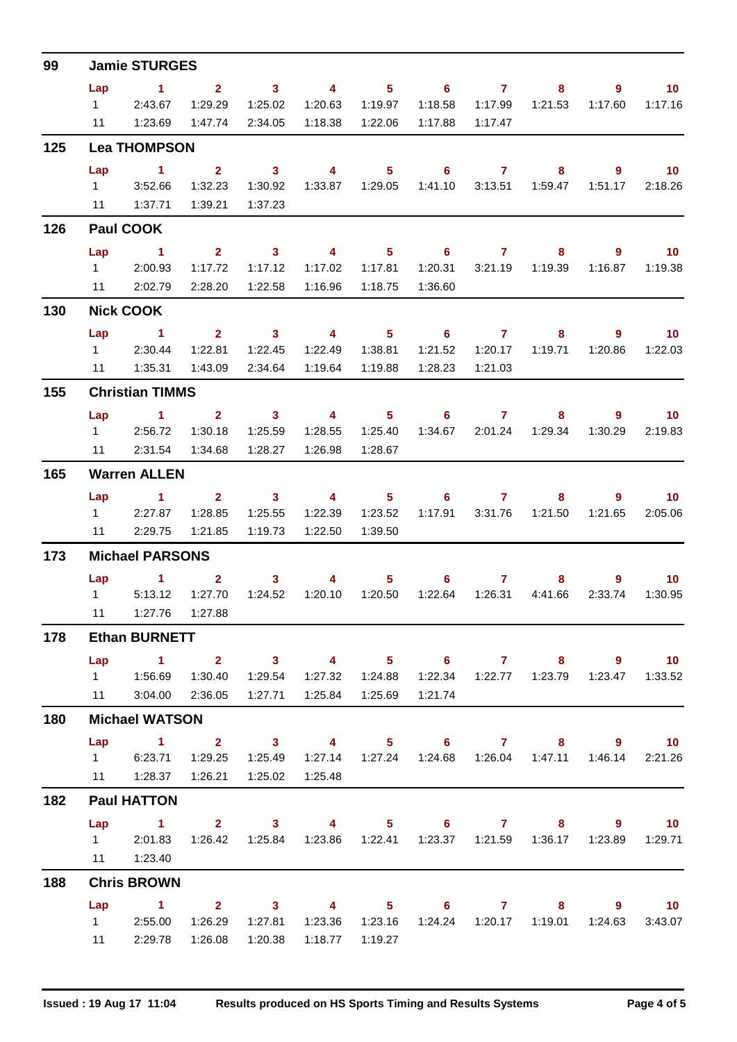## 99 Jamie STURGES

| Lap | 1 | 2 | 3 | 4 | 5 | 6 | 7 | 8 | 9 | 10 |
|---|---|---|---|---|---|---|---|---|---|---|
| 1 | 2:43.67 | 1:29.29 | 1:25.02 | 1:20.63 | 1:19.97 | 1:18.58 | 1:17.99 | 1:21.53 | 1:17.60 | 1:17.16 |
| 11 | 1:23.69 | 1:47.74 | 2:34.05 | 1:18.38 | 1:22.06 | 1:17.88 | 1:17.47 | | | |

## 125 Lea THOMPSON

| Lap | 1 | 2 | 3 | 4 | 5 | 6 | 7 | 8 | 9 | 10 |
|---|---|---|---|---|---|---|---|---|---|---|
| 1 | 3:52.66 | 1:32.23 | 1:30.92 | 1:33.87 | 1:29.05 | 1:41.10 | 3:13.51 | 1:59.47 | 1:51.17 | 2:18.26 |
| 11 | 1:37.71 | 1:39.21 | 1:37.23 | | | | | | | |

## 126 Paul COOK

| Lap | 1 | 2 | 3 | 4 | 5 | 6 | 7 | 8 | 9 | 10 |
|---|---|---|---|---|---|---|---|---|---|---|
| 1 | 2:00.93 | 1:17.72 | 1:17.12 | 1:17.02 | 1:17.81 | 1:20.31 | 3:21.19 | 1:19.39 | 1:16.87 | 1:19.38 |
| 11 | 2:02.79 | 2:28.20 | 1:22.58 | 1:16.96 | 1:18.75 | 1:36.60 | | | | |

## 130 Nick COOK

| Lap | 1 | 2 | 3 | 4 | 5 | 6 | 7 | 8 | 9 | 10 |
|---|---|---|---|---|---|---|---|---|---|---|
| 1 | 2:30.44 | 1:22.81 | 1:22.45 | 1:22.49 | 1:38.81 | 1:21.52 | 1:20.17 | 1:19.71 | 1:20.86 | 1:22.03 |
| 11 | 1:35.31 | 1:43.09 | 2:34.64 | 1:19.64 | 1:19.88 | 1:28.23 | 1:21.03 | | | |

## 155 Christian TIMMS

| Lap | 1 | 2 | 3 | 4 | 5 | 6 | 7 | 8 | 9 | 10 |
|---|---|---|---|---|---|---|---|---|---|---|
| 1 | 2:56.72 | 1:30.18 | 1:25.59 | 1:28.55 | 1:25.40 | 1:34.67 | 2:01.24 | 1:29.34 | 1:30.29 | 2:19.83 |
| 11 | 2:31.54 | 1:34.68 | 1:28.27 | 1:26.98 | 1:28.67 | | | | | |

## 165 Warren ALLEN

| Lap | 1 | 2 | 3 | 4 | 5 | 6 | 7 | 8 | 9 | 10 |
|---|---|---|---|---|---|---|---|---|---|---|
| 1 | 2:27.87 | 1:28.85 | 1:25.55 | 1:22.39 | 1:23.52 | 1:17.91 | 3:31.76 | 1:21.50 | 1:21.65 | 2:05.06 |
| 11 | 2:29.75 | 1:21.85 | 1:19.73 | 1:22.50 | 1:39.50 | | | | | |

## 173 Michael PARSONS

| Lap | 1 | 2 | 3 | 4 | 5 | 6 | 7 | 8 | 9 | 10 |
|---|---|---|---|---|---|---|---|---|---|---|
| 1 | 5:13.12 | 1:27.70 | 1:24.52 | 1:20.10 | 1:20.50 | 1:22.64 | 1:26.31 | 4:41.66 | 2:33.74 | 1:30.95 |
| 11 | 1:27.76 | 1:27.88 | | | | | | | | |

## 178 Ethan BURNETT

| Lap | 1 | 2 | 3 | 4 | 5 | 6 | 7 | 8 | 9 | 10 |
|---|---|---|---|---|---|---|---|---|---|---|
| 1 | 1:56.69 | 1:30.40 | 1:29.54 | 1:27.32 | 1:24.88 | 1:22.34 | 1:22.77 | 1:23.79 | 1:23.47 | 1:33.52 |
| 11 | 3:04.00 | 2:36.05 | 1:27.71 | 1:25.84 | 1:25.69 | 1:21.74 | | | | |

## 180 Michael WATSON

| Lap | 1 | 2 | 3 | 4 | 5 | 6 | 7 | 8 | 9 | 10 |
|---|---|---|---|---|---|---|---|---|---|---|
| 1 | 6:23.71 | 1:29.25 | 1:25.49 | 1:27.14 | 1:27.24 | 1:24.68 | 1:26.04 | 1:47.11 | 1:46.14 | 2:21.26 |
| 11 | 1:28.37 | 1:26.21 | 1:25.02 | 1:25.48 | | | | | | |

## 182 Paul HATTON

| Lap | 1 | 2 | 3 | 4 | 5 | 6 | 7 | 8 | 9 | 10 |
|---|---|---|---|---|---|---|---|---|---|---|
| 1 | 2:01.83 | 1:26.42 | 1:25.84 | 1:23.86 | 1:22.41 | 1:23.37 | 1:21.59 | 1:36.17 | 1:23.89 | 1:29.71 |
| 11 | 1:23.40 | | | | | | | | | |

## 188 Chris BROWN

| Lap | 1 | 2 | 3 | 4 | 5 | 6 | 7 | 8 | 9 | 10 |
|---|---|---|---|---|---|---|---|---|---|---|
| 1 | 2:55.00 | 1:26.29 | 1:27.81 | 1:23.36 | 1:23.16 | 1:24.24 | 1:20.17 | 1:19.01 | 1:24.63 | 3:43.07 |
| 11 | 2:29.78 | 1:26.08 | 1:20.38 | 1:18.77 | 1:19.27 | | | | | |

Issued : 19 Aug 17 11:04 — Results produced on HS Sports Timing and Results Systems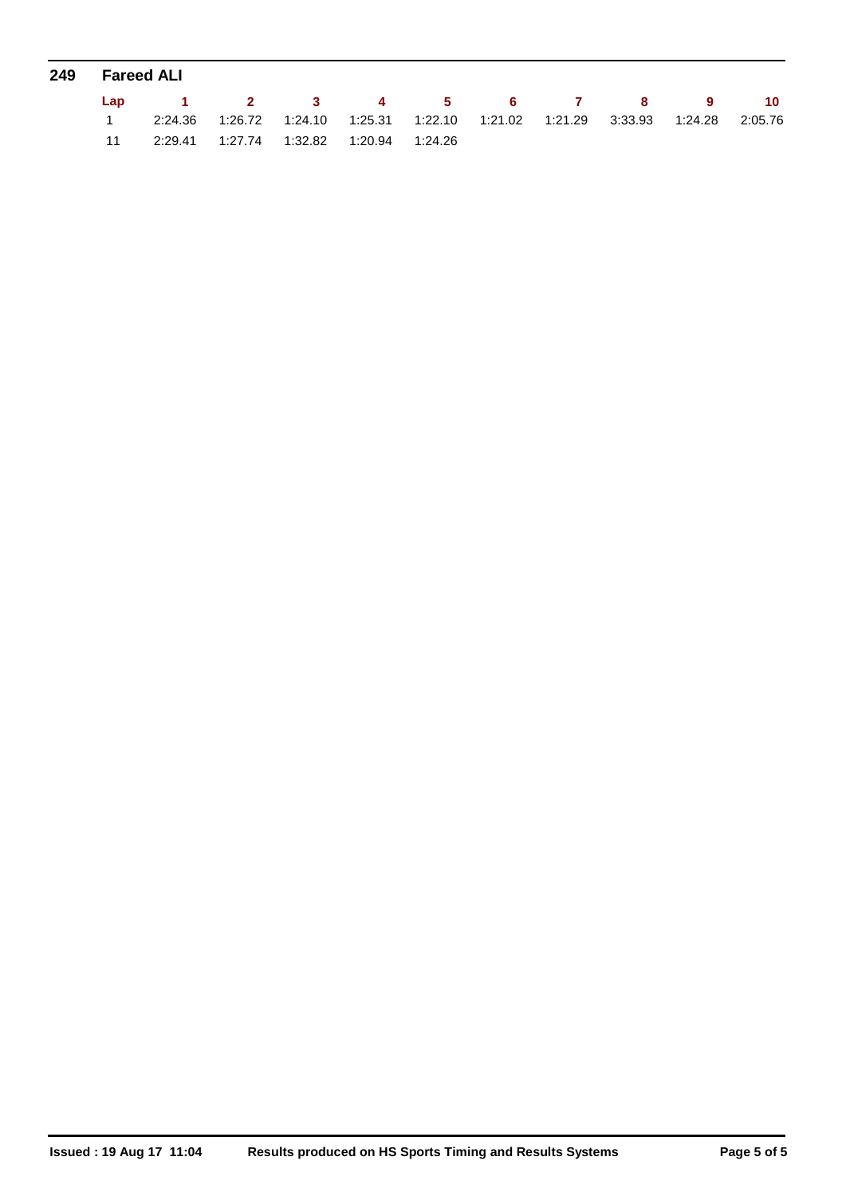## 249 Fareed ALI

| Lap | 1 | 2 | 3 | 4 | 5 | 6 | 7 | 8 | 9 | 10 |
|---|---|---|---|---|---|---|---|---|---|---|
| 1 | 2:24.36 | 1:26.72 | 1:24.10 | 1:25.31 | 1:22.10 | 1:21.02 | 1:21.29 | 3:33.93 | 1:24.28 | 2:05.76 |
| 11 | 2:29.41 | 1:27.74 | 1:32.82 | 1:20.94 | 1:24.26 | | | | | |

**Issued : 19 Aug 17 11:04** **Results produced on HS Sports Timing and Results Systems**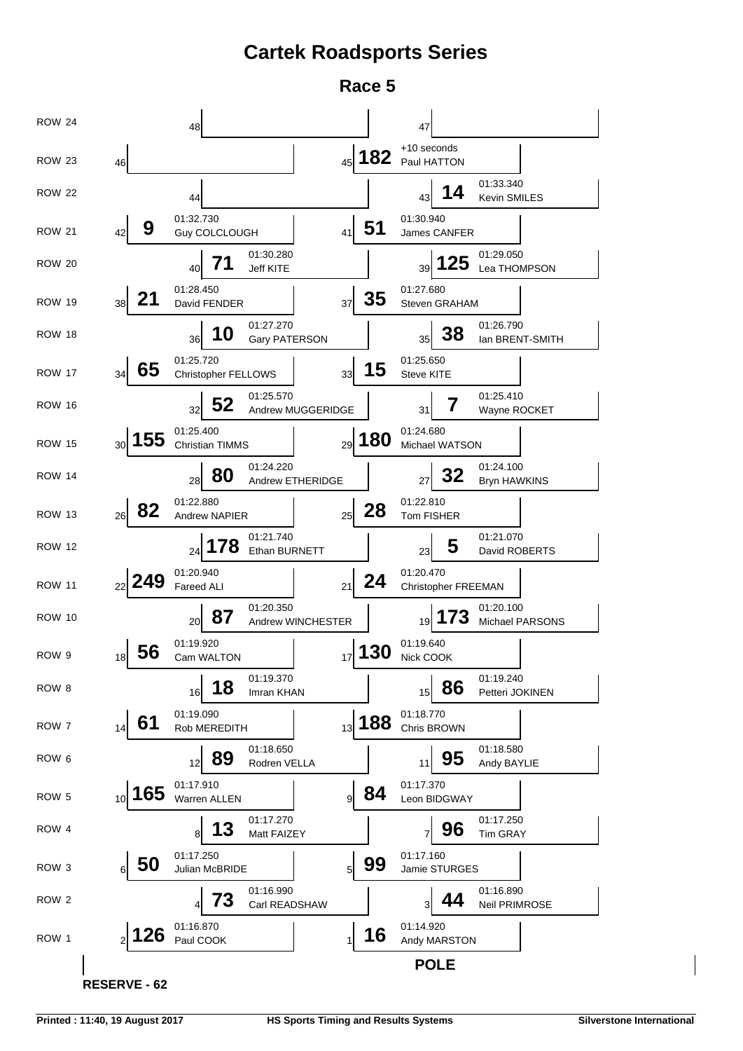# Cartek Roadsports Series

## Race 5

| Row | Position | No. | Driver | Time |
|---|---|---|---|---|
| ROW 24 | 48 | | | |
| ROW 24 | 47 | | | |
| ROW 23 | 46 | | | |
| ROW 23 | 45 | 182 | Paul HATTON | +10 seconds |
| ROW 22 | 44 | | | |
| ROW 22 | 43 | 14 | Kevin SMILES | 01:33.340 |
| ROW 21 | 42 | 9 | Guy COLCLOUGH | 01:32.730 |
| ROW 21 | 41 | 51 | James CANFER | 01:30.940 |
| ROW 20 | 40 | 71 | Jeff KITE | 01:30.280 |
| ROW 20 | 39 | 125 | Lea THOMPSON | 01:29.050 |
| ROW 19 | 38 | 21 | David FENDER | 01:28.450 |
| ROW 19 | 37 | 35 | Steven GRAHAM | 01:27.680 |
| ROW 18 | 36 | 10 | Gary PATERSON | 01:27.270 |
| ROW 18 | 35 | 38 | Ian BRENT-SMITH | 01:26.790 |
| ROW 17 | 34 | 65 | Christopher FELLOWS | 01:25.720 |
| ROW 17 | 33 | 15 | Steve KITE | 01:25.650 |
| ROW 16 | 32 | 52 | Andrew MUGGERIDGE | 01:25.570 |
| ROW 16 | 31 | 7 | Wayne ROCKET | 01:25.410 |
| ROW 15 | 30 | 155 | Christian TIMMS | 01:25.400 |
| ROW 15 | 29 | 180 | Michael WATSON | 01:24.680 |
| ROW 14 | 28 | 80 | Andrew ETHERIDGE | 01:24.220 |
| ROW 14 | 27 | 32 | Bryn HAWKINS | 01:24.100 |
| ROW 13 | 26 | 82 | Andrew NAPIER | 01:22.880 |
| ROW 13 | 25 | 28 | Tom FISHER | 01:22.810 |
| ROW 12 | 24 | 178 | Ethan BURNETT | 01:21.740 |
| ROW 12 | 23 | 5 | David ROBERTS | 01:21.070 |
| ROW 11 | 22 | 249 | Fareed ALI | 01:20.940 |
| ROW 11 | 21 | 24 | Christopher FREEMAN | 01:20.470 |
| ROW 10 | 20 | 87 | Andrew WINCHESTER | 01:20.350 |
| ROW 10 | 19 | 173 | Michael PARSONS | 01:20.100 |
| ROW 9 | 18 | 56 | Cam WALTON | 01:19.920 |
| ROW 9 | 17 | 130 | Nick COOK | 01:19.640 |
| ROW 8 | 16 | 18 | Imran KHAN | 01:19.370 |
| ROW 8 | 15 | 86 | Petteri JOKINEN | 01:19.240 |
| ROW 7 | 14 | 61 | Rob MEREDITH | 01:19.090 |
| ROW 7 | 13 | 188 | Chris BROWN | 01:18.770 |
| ROW 6 | 12 | 89 | Rodren VELLA | 01:18.650 |
| ROW 6 | 11 | 95 | Andy BAYLIE | 01:18.580 |
| ROW 5 | 10 | 165 | Warren ALLEN | 01:17.910 |
| ROW 5 | 9 | 84 | Leon BIDGWAY | 01:17.370 |
| ROW 4 | 8 | 13 | Matt FAIZEY | 01:17.270 |
| ROW 4 | 7 | 96 | Tim GRAY | 01:17.250 |
| ROW 3 | 6 | 50 | Julian McBRIDE | 01:17.250 |
| ROW 3 | 5 | 99 | Jamie STURGES | 01:17.160 |
| ROW 2 | 4 | 73 | Carl READSHAW | 01:16.990 |
| ROW 2 | 3 | 44 | Neil PRIMROSE | 01:16.890 |
| ROW 1 | 2 | 126 | Paul COOK | 01:16.870 |
| ROW 1 | 1 | 16 | Andy MARSTON | 01:14.920 |

**POLE**

**RESERVE - 62**

Printed : 11:40, 19 August 2017 — HS Sports Timing and Results Systems — Silverstone International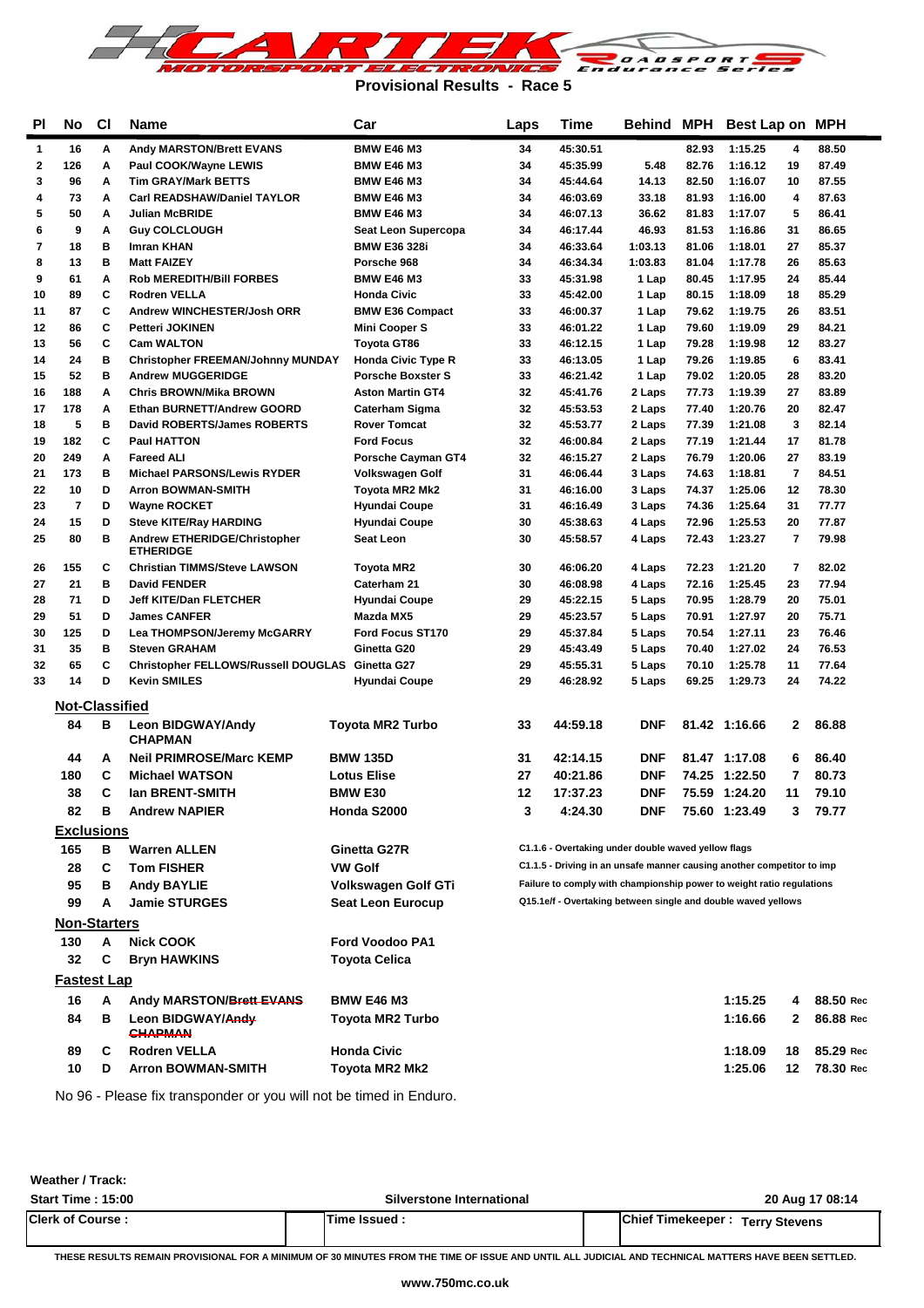# Provisional Results - Race 5

| Pl | No | Cl | Name | Car | Laps | Time | Behind | MPH | Best Lap | on | MPH |
|---|---|---|---|---|---|---|---|---|---|---|---|
| 1 | 16 | A | Andy MARSTON/Brett EVANS | BMW E46 M3 | 34 | 45:30.51 | | 82.93 | 1:15.25 | 4 | 88.50 |
| 2 | 126 | A | Paul COOK/Wayne LEWIS | BMW E46 M3 | 34 | 45:35.99 | 5.48 | 82.76 | 1:16.12 | 19 | 87.49 |
| 3 | 96 | A | Tim GRAY/Mark BETTS | BMW E46 M3 | 34 | 45:44.64 | 14.13 | 82.50 | 1:16.07 | 10 | 87.55 |
| 4 | 73 | A | Carl READSHAW/Daniel TAYLOR | BMW E46 M3 | 34 | 46:03.69 | 33.18 | 81.93 | 1:16.00 | 4 | 87.63 |
| 5 | 50 | A | Julian McBRIDE | BMW E46 M3 | 34 | 46:07.13 | 36.62 | 81.83 | 1:17.07 | 5 | 86.41 |
| 6 | 9 | A | Guy COLCLOUGH | Seat Leon Supercopa | 34 | 46:17.44 | 46.93 | 81.53 | 1:16.86 | 31 | 86.65 |
| 7 | 18 | B | Imran KHAN | BMW E36 328i | 34 | 46:33.64 | 1:03.13 | 81.06 | 1:18.01 | 27 | 85.37 |
| 8 | 13 | B | Matt FAIZEY | Porsche 968 | 34 | 46:34.34 | 1:03.83 | 81.04 | 1:17.78 | 26 | 85.63 |
| 9 | 61 | A | Rob MEREDITH/Bill FORBES | BMW E46 M3 | 33 | 45:31.98 | 1 Lap | 80.45 | 1:17.95 | 24 | 85.44 |
| 10 | 89 | C | Rodren VELLA | Honda Civic | 33 | 45:42.00 | 1 Lap | 80.15 | 1:18.09 | 18 | 85.29 |
| 11 | 87 | C | Andrew WINCHESTER/Josh ORR | BMW E36 Compact | 33 | 46:00.37 | 1 Lap | 79.62 | 1:19.75 | 26 | 83.51 |
| 12 | 86 | C | Petteri JOKINEN | Mini Cooper S | 33 | 46:01.22 | 1 Lap | 79.60 | 1:19.09 | 29 | 84.21 |
| 13 | 56 | C | Cam WALTON | Toyota GT86 | 33 | 46:12.15 | 1 Lap | 79.28 | 1:19.98 | 12 | 83.27 |
| 14 | 24 | B | Christopher FREEMAN/Johnny MUNDAY | Honda Civic Type R | 33 | 46:13.05 | 1 Lap | 79.26 | 1:19.85 | 6 | 83.41 |
| 15 | 52 | B | Andrew MUGGERIDGE | Porsche Boxster S | 33 | 46:21.42 | 1 Lap | 79.02 | 1:20.05 | 28 | 83.20 |
| 16 | 188 | A | Chris BROWN/Mika BROWN | Aston Martin GT4 | 32 | 45:41.76 | 2 Laps | 77.73 | 1:19.39 | 27 | 83.89 |
| 17 | 178 | A | Ethan BURNETT/Andrew GOORD | Caterham Sigma | 32 | 45:53.53 | 2 Laps | 77.40 | 1:20.76 | 20 | 82.47 |
| 18 | 5 | B | David ROBERTS/James ROBERTS | Rover Tomcat | 32 | 45:53.77 | 2 Laps | 77.39 | 1:21.08 | 3 | 82.14 |
| 19 | 182 | C | Paul HATTON | Ford Focus | 32 | 46:00.84 | 2 Laps | 77.19 | 1:21.44 | 17 | 81.78 |
| 20 | 249 | A | Fareed ALI | Porsche Cayman GT4 | 32 | 46:15.27 | 2 Laps | 76.79 | 1:20.06 | 27 | 83.19 |
| 21 | 173 | B | Michael PARSONS/Lewis RYDER | Volkswagen Golf | 31 | 46:06.44 | 3 Laps | 74.63 | 1:18.81 | 7 | 84.51 |
| 22 | 10 | D | Arron BOWMAN-SMITH | Toyota MR2 Mk2 | 31 | 46:16.00 | 3 Laps | 74.37 | 1:25.06 | 12 | 78.30 |
| 23 | 7 | D | Wayne ROCKET | Hyundai Coupe | 31 | 46:16.49 | 3 Laps | 74.36 | 1:25.64 | 31 | 77.77 |
| 24 | 15 | D | Steve KITE/Ray HARDING | Hyundai Coupe | 30 | 45:38.63 | 4 Laps | 72.96 | 1:25.53 | 20 | 77.87 |
| 25 | 80 | B | Andrew ETHERIDGE/Christopher ETHERIDGE | Seat Leon | 30 | 45:58.57 | 4 Laps | 72.43 | 1:23.27 | 7 | 79.98 |
| 26 | 155 | C | Christian TIMMS/Steve LAWSON | Toyota MR2 | 30 | 46:06.20 | 4 Laps | 72.23 | 1:21.20 | 7 | 82.02 |
| 27 | 21 | B | David FENDER | Caterham 21 | 30 | 46:08.98 | 4 Laps | 72.16 | 1:25.45 | 23 | 77.94 |
| 28 | 71 | D | Jeff KITE/Dan FLETCHER | Hyundai Coupe | 29 | 45:22.15 | 5 Laps | 70.95 | 1:28.79 | 20 | 75.01 |
| 29 | 51 | D | James CANFER | Mazda MX5 | 29 | 45:23.57 | 5 Laps | 70.91 | 1:27.97 | 20 | 75.71 |
| 30 | 125 | D | Lea THOMPSON/Jeremy McGARRY | Ford Focus ST170 | 29 | 45:37.84 | 5 Laps | 70.54 | 1:27.11 | 23 | 76.46 |
| 31 | 35 | B | Steven GRAHAM | Ginetta G20 | 29 | 45:43.49 | 5 Laps | 70.40 | 1:27.02 | 24 | 76.53 |
| 32 | 65 | C | Christopher FELLOWS/Russell DOUGLAS | Ginetta G27 | 29 | 45:55.31 | 5 Laps | 70.10 | 1:25.78 | 11 | 77.64 |
| 33 | 14 | D | Kevin SMILES | Hyundai Coupe | 29 | 46:28.92 | 5 Laps | 69.25 | 1:29.73 | 24 | 74.22 |

## Not-Classified

| No | Cl | Name | Car | Laps | Time | Behind | MPH | Best Lap | on | MPH |
|---|---|---|---|---|---|---|---|---|---|---|
| 84 | B | Leon BIDGWAY/Andy CHAPMAN | Toyota MR2 Turbo | 33 | 44:59.18 | DNF | 81.42 | 1:16.66 | 2 | 86.88 |
| 44 | A | Neil PRIMROSE/Marc KEMP | BMW 135D | 31 | 42:14.15 | DNF | 81.47 | 1:17.08 | 6 | 86.40 |
| 180 | C | Michael WATSON | Lotus Elise | 27 | 40:21.86 | DNF | 74.25 | 1:22.50 | 7 | 80.73 |
| 38 | C | Ian BRENT-SMITH | BMW E30 | 12 | 17:37.23 | DNF | 75.59 | 1:24.20 | 11 | 79.10 |
| 82 | B | Andrew NAPIER | Honda S2000 | 3 | 4:24.30 | DNF | 75.60 | 1:23.49 | 3 | 79.77 |

## Exclusions

| No | Cl | Name | Car | Reason |
|---|---|---|---|---|
| 165 | B | Warren ALLEN | Ginetta G27R | C1.1.6 - Overtaking under double waved yellow flags |
| 28 | C | Tom FISHER | VW Golf | C1.1.5 - Driving in an unsafe manner causing another competitor to imp |
| 95 | B | Andy BAYLIE | Volkswagen Golf GTi | Failure to comply with championship power to weight ratio regulations |
| 99 | A | Jamie STURGES | Seat Leon Eurocup | Q15.1e/f - Overtaking between single and double waved yellows |

## Non-Starters

| No | Cl | Name | Car |
|---|---|---|---|
| 130 | A | Nick COOK | Ford Voodoo PA1 |
| 32 | C | Bryn HAWKINS | Toyota Celica |

## Fastest Lap

| No | Cl | Name | Car | Best Lap | on | MPH |
|---|---|---|---|---|---|---|
| 16 | A | Andy MARSTON/~~Brett EVANS~~ | BMW E46 M3 | 1:15.25 | 4 | 88.50 Rec |
| 84 | B | Leon BIDGWAY/~~Andy CHAPMAN~~ | Toyota MR2 Turbo | 1:16.66 | 2 | 86.88 Rec |
| 89 | C | Rodren VELLA | Honda Civic | 1:18.09 | 18 | 85.29 Rec |
| 10 | D | Arron BOWMAN-SMITH | Toyota MR2 Mk2 | 1:25.06 | 12 | 78.30 Rec |

No 96 - Please fix transponder or you will not be timed in Enduro.

Weather / Track:

Start Time : 15:00 | Silverstone International | 20 Aug 17 08:14

Clerk of Course : | Time Issued : | Chief Timekeeper : Terry Stevens

THESE RESULTS REMAIN PROVISIONAL FOR A MINIMUM OF 30 MINUTES FROM THE TIME OF ISSUE AND UNTIL ALL JUDICIAL AND TECHNICAL MATTERS HAVE BEEN SETTLED.

www.750mc.co.uk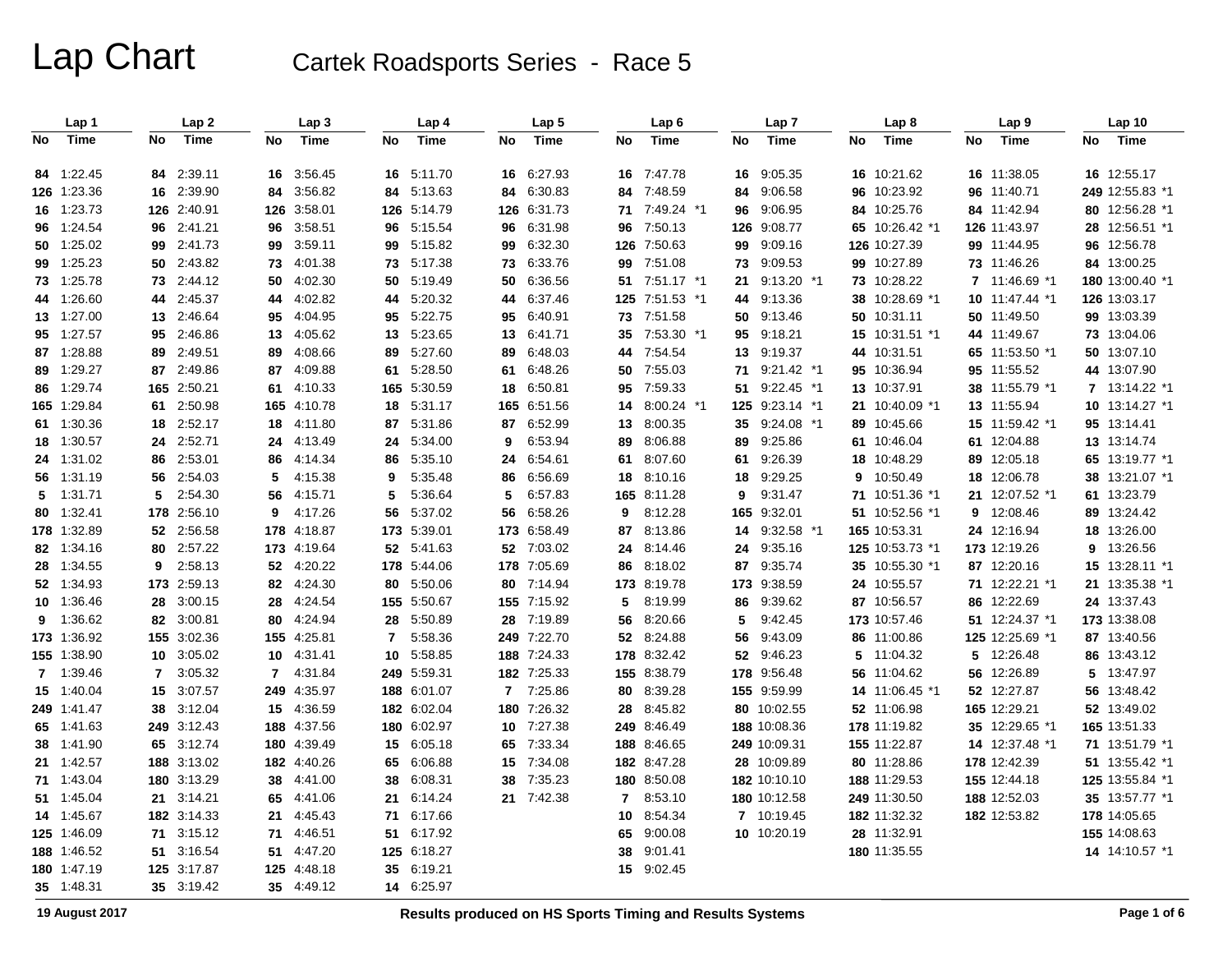# Lap Chart

## Cartek Roadsports Series - Race 5

| Lap 1 | | Lap 2 | | Lap 3 | | Lap 4 | | Lap 5 | | Lap 6 | | Lap 7 | | Lap 8 | | Lap 9 | | Lap 10 | |
|---|---|---|---|---|---|---|---|---|---|---|---|---|---|---|---|---|---|---|---|
| No | Time | No | Time | No | Time | No | Time | No | Time | No | Time | No | Time | No | Time | No | Time | No | Time |
| 84 | 1:22.45 | 84 | 2:39.11 | 16 | 3:56.45 | 16 | 5:11.70 | 16 | 6:27.93 | 16 | 7:47.78 | 16 | 9:05.35 | 16 | 10:21.62 | 16 | 11:38.05 | 16 | 12:55.17 |
| 126 | 1:23.36 | 16 | 2:39.90 | 84 | 3:56.82 | 84 | 5:13.63 | 84 | 6:30.83 | 84 | 7:48.59 | 84 | 9:06.58 | 96 | 10:23.92 | 96 | 11:40.71 | 249 | 12:55.83 *1 |
| 16 | 1:23.73 | 126 | 2:40.91 | 126 | 3:58.01 | 126 | 5:14.79 | 126 | 6:31.73 | 71 | 7:49.24 *1 | 96 | 9:06.95 | 84 | 10:25.76 | 84 | 11:42.94 | 80 | 12:56.28 *1 |
| 96 | 1:24.54 | 96 | 2:41.21 | 96 | 3:58.51 | 96 | 5:15.54 | 96 | 6:31.98 | 96 | 7:50.13 | 126 | 9:08.77 | 65 | 10:26.42 *1 | 126 | 11:43.97 | 28 | 12:56.51 *1 |
| 50 | 1:25.02 | 99 | 2:41.73 | 99 | 3:59.11 | 99 | 5:15.82 | 99 | 6:32.30 | 126 | 7:50.63 | 99 | 9:09.16 | 126 | 10:27.39 | 99 | 11:44.95 | 96 | 12:56.78 |
| 99 | 1:25.23 | 50 | 2:43.82 | 73 | 4:01.38 | 73 | 5:17.38 | 73 | 6:33.76 | 99 | 7:51.08 | 73 | 9:09.53 | 99 | 10:27.89 | 73 | 11:46.26 | 84 | 13:00.25 |
| 73 | 1:25.78 | 73 | 2:44.12 | 50 | 4:02.30 | 50 | 5:19.49 | 50 | 6:36.56 | 51 | 7:51.17 *1 | 21 | 9:13.20 *1 | 73 | 10:28.22 | 7 | 11:46.69 *1 | 180 | 13:00.40 *1 |
| 44 | 1:26.60 | 44 | 2:45.37 | 44 | 4:02.82 | 44 | 5:20.32 | 44 | 6:37.46 | 125 | 7:51.53 *1 | 44 | 9:13.36 | 38 | 10:28.69 *1 | 10 | 11:47.44 *1 | 126 | 13:03.17 |
| 13 | 1:27.00 | 13 | 2:46.64 | 95 | 4:04.95 | 95 | 5:22.75 | 95 | 6:40.91 | 73 | 7:51.58 | 50 | 9:13.46 | 50 | 10:31.11 | 50 | 11:49.50 | 99 | 13:03.39 |
| 95 | 1:27.57 | 95 | 2:46.86 | 13 | 4:05.62 | 13 | 5:23.65 | 13 | 6:41.71 | 35 | 7:53.30 *1 | 95 | 9:18.21 | 15 | 10:31.51 *1 | 44 | 11:49.67 | 73 | 13:04.06 |
| 87 | 1:28.88 | 89 | 2:49.51 | 89 | 4:08.66 | 89 | 5:27.60 | 89 | 6:48.03 | 44 | 7:54.54 | 13 | 9:19.37 | 44 | 10:31.51 | 65 | 11:53.50 *1 | 50 | 13:07.10 |
| 89 | 1:29.27 | 87 | 2:49.86 | 87 | 4:09.88 | 61 | 5:28.50 | 61 | 6:48.26 | 50 | 7:55.03 | 71 | 9:21.42 *1 | 95 | 10:36.94 | 95 | 11:55.52 | 44 | 13:07.90 |
| 86 | 1:29.74 | 165 | 2:50.21 | 61 | 4:10.33 | 165 | 5:30.59 | 18 | 6:50.81 | 95 | 7:59.33 | 51 | 9:22.45 *1 | 13 | 10:37.91 | 38 | 11:55.79 *1 | 7 | 13:14.22 *1 |
| 165 | 1:29.84 | 61 | 2:50.98 | 165 | 4:10.78 | 18 | 5:31.17 | 165 | 6:51.56 | 14 | 8:00.24 *1 | 125 | 9:23.14 *1 | 21 | 10:40.09 *1 | 13 | 11:55.94 | 10 | 13:14.27 *1 |
| 61 | 1:30.36 | 18 | 2:52.17 | 18 | 4:11.80 | 87 | 5:31.86 | 87 | 6:52.99 | 13 | 8:00.35 | 35 | 9:24.08 *1 | 89 | 10:45.66 | 15 | 11:59.42 *1 | 95 | 13:14.41 |
| 18 | 1:30.57 | 24 | 2:52.71 | 24 | 4:13.49 | 24 | 5:34.00 | 9 | 6:53.94 | 89 | 8:06.88 | 89 | 9:25.86 | 61 | 10:46.04 | 61 | 12:04.88 | 13 | 13:14.74 |
| 24 | 1:31.02 | 86 | 2:53.01 | 86 | 4:14.34 | 86 | 5:35.10 | 24 | 6:54.61 | 61 | 8:07.60 | 61 | 9:26.39 | 18 | 10:48.29 | 89 | 12:05.18 | 65 | 13:19.77 *1 |
| 56 | 1:31.19 | 56 | 2:54.03 | 5 | 4:15.38 | 9 | 5:35.48 | 86 | 6:56.69 | 18 | 8:10.16 | 18 | 9:29.25 | 9 | 10:50.49 | 18 | 12:06.78 | 38 | 13:21.07 *1 |
| 5 | 1:31.71 | 5 | 2:54.30 | 56 | 4:15.71 | 5 | 5:36.64 | 5 | 6:57.83 | 165 | 8:11.28 | 9 | 9:31.47 | 71 | 10:51.36 *1 | 21 | 12:07.52 *1 | 61 | 13:23.79 |
| 80 | 1:32.41 | 178 | 2:56.10 | 9 | 4:17.26 | 56 | 5:37.02 | 56 | 6:58.26 | 9 | 8:12.28 | 165 | 9:32.01 | 51 | 10:52.56 *1 | 9 | 12:08.46 | 89 | 13:24.42 |
| 178 | 1:32.89 | 52 | 2:56.58 | 178 | 4:18.87 | 173 | 5:39.01 | 173 | 6:58.49 | 87 | 8:13.86 | 14 | 9:32.58 *1 | 165 | 10:53.31 | 24 | 12:16.94 | 18 | 13:26.00 |
| 82 | 1:34.16 | 80 | 2:57.22 | 173 | 4:19.64 | 52 | 5:41.63 | 52 | 7:03.02 | 24 | 8:14.46 | 24 | 9:35.16 | 125 | 10:53.73 *1 | 173 | 12:19.26 | 9 | 13:26.56 |
| 28 | 1:34.55 | 9 | 2:58.13 | 52 | 4:20.22 | 178 | 5:44.06 | 178 | 7:05.69 | 86 | 8:18.02 | 87 | 9:35.74 | 35 | 10:55.30 *1 | 87 | 12:20.16 | 15 | 13:28.11 *1 |
| 52 | 1:34.93 | 173 | 2:59.13 | 82 | 4:24.30 | 80 | 5:50.06 | 80 | 7:14.94 | 173 | 8:19.78 | 173 | 9:38.59 | 24 | 10:55.57 | 71 | 12:22.21 *1 | 21 | 13:35.38 *1 |
| 10 | 1:36.46 | 28 | 3:00.15 | 28 | 4:24.54 | 155 | 5:50.67 | 155 | 7:15.92 | 5 | 8:19.99 | 86 | 9:39.62 | 87 | 10:56.57 | 86 | 12:22.69 | 24 | 13:37.43 |
| 9 | 1:36.62 | 82 | 3:00.81 | 80 | 4:24.94 | 28 | 5:50.89 | 28 | 7:19.89 | 56 | 8:20.66 | 5 | 9:42.45 | 173 | 10:57.46 | 51 | 12:24.37 *1 | 173 | 13:38.08 |
| 173 | 1:36.92 | 155 | 3:02.36 | 155 | 4:25.81 | 7 | 5:58.36 | 249 | 7:22.70 | 52 | 8:24.88 | 56 | 9:43.09 | 86 | 11:00.86 | 125 | 12:25.69 *1 | 87 | 13:40.56 |
| 155 | 1:38.90 | 10 | 3:05.02 | 10 | 4:31.41 | 10 | 5:58.85 | 188 | 7:24.33 | 178 | 8:32.42 | 52 | 9:46.23 | 5 | 11:04.32 | 5 | 12:26.48 | 86 | 13:43.12 |
| 7 | 1:39.46 | 7 | 3:05.32 | 7 | 4:31.84 | 249 | 5:59.31 | 182 | 7:25.33 | 155 | 8:38.79 | 178 | 9:56.48 | 56 | 11:04.62 | 56 | 12:26.89 | 5 | 13:47.97 |
| 15 | 1:40.04 | 15 | 3:07.57 | 249 | 4:35.97 | 188 | 6:01.07 | 7 | 7:25.86 | 80 | 8:39.28 | 155 | 9:59.99 | 14 | 11:06.45 *1 | 52 | 12:27.87 | 56 | 13:48.42 |
| 249 | 1:41.47 | 38 | 3:12.04 | 15 | 4:36.59 | 182 | 6:02.04 | 180 | 7:26.32 | 28 | 8:45.82 | 80 | 10:02.55 | 52 | 11:06.98 | 165 | 12:29.21 | 52 | 13:49.02 |
| 65 | 1:41.63 | 249 | 3:12.43 | 188 | 4:37.56 | 180 | 6:02.97 | 10 | 7:27.38 | 249 | 8:46.49 | 188 | 10:08.36 | 178 | 11:19.82 | 35 | 12:29.65 *1 | 165 | 13:51.33 |
| 38 | 1:41.90 | 65 | 3:12.74 | 180 | 4:39.49 | 15 | 6:05.18 | 65 | 7:33.34 | 188 | 8:46.65 | 249 | 10:09.31 | 155 | 11:22.87 | 14 | 12:37.48 *1 | 71 | 13:51.79 *1 |
| 21 | 1:42.57 | 188 | 3:13.02 | 182 | 4:40.26 | 65 | 6:06.88 | 15 | 7:34.08 | 182 | 8:47.28 | 28 | 10:09.89 | 80 | 11:28.86 | 178 | 12:42.39 | 51 | 13:55.42 *1 |
| 71 | 1:43.04 | 180 | 3:13.29 | 38 | 4:41.00 | 38 | 6:08.31 | 38 | 7:35.23 | 180 | 8:50.08 | 182 | 10:10.10 | 188 | 11:29.53 | 155 | 12:44.18 | 125 | 13:55.84 *1 |
| 51 | 1:45.04 | 21 | 3:14.21 | 65 | 4:41.06 | 21 | 6:14.24 | 21 | 7:42.38 | 7 | 8:53.10 | 180 | 10:12.58 | 249 | 11:30.50 | 188 | 12:52.03 | 35 | 13:57.77 *1 |
| 14 | 1:45.67 | 182 | 3:14.33 | 21 | 4:45.43 | 71 | 6:17.66 | | | 10 | 8:54.34 | 7 | 10:19.45 | 182 | 11:32.32 | 182 | 12:53.82 | 178 | 14:05.65 |
| 125 | 1:46.09 | 71 | 3:15.12 | 71 | 4:46.51 | 51 | 6:17.92 | | | 65 | 9:00.08 | 10 | 10:20.19 | 28 | 11:32.91 | | | 155 | 14:08.63 |
| 188 | 1:46.52 | 51 | 3:16.54 | 51 | 4:47.20 | 125 | 6:18.27 | | | 38 | 9:01.41 | | | 180 | 11:35.55 | | | 14 | 14:10.57 *1 |
| 180 | 1:47.19 | 125 | 3:17.87 | 125 | 4:48.18 | 35 | 6:19.21 | | | 15 | 9:02.45 | | | | | | | | |
| 35 | 1:48.31 | 35 | 3:19.42 | 35 | 4:49.12 | 14 | 6:25.97 | | | | | | | | | | | | |

19 August 2017 — Results produced on HS Sports Timing and Results Systems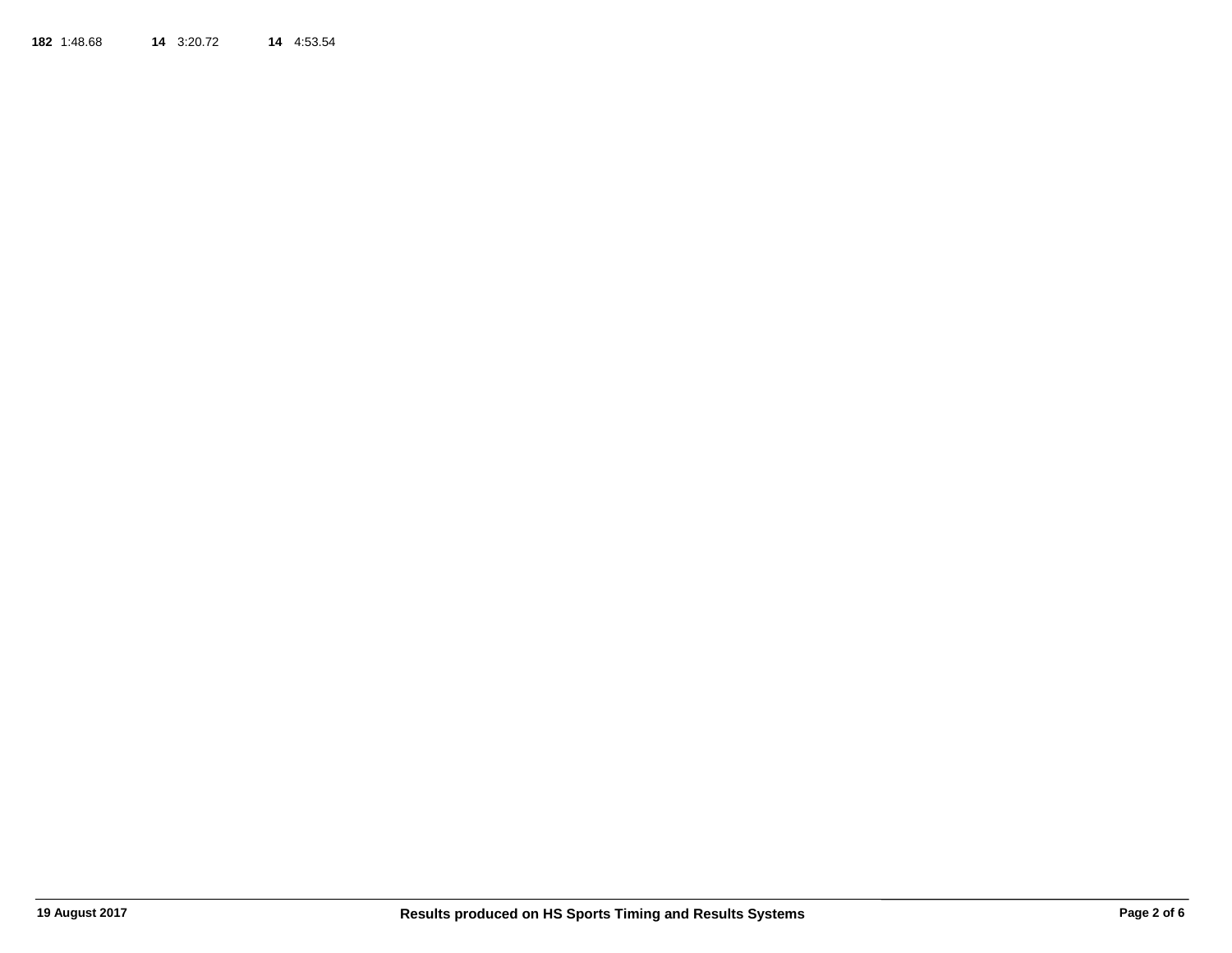**182** 1:48.68 **14** 3:20.72 **14** 4:53.54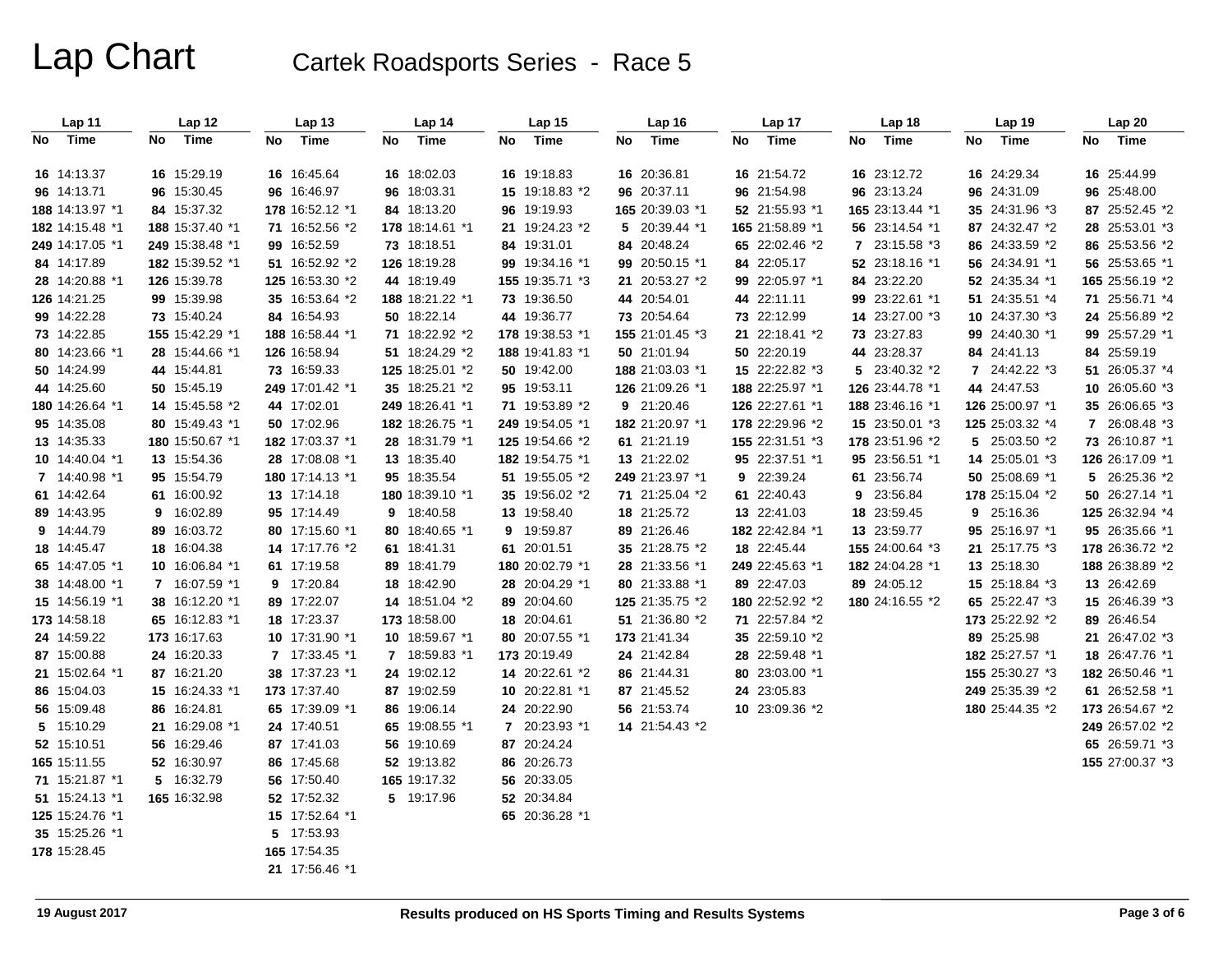# Lap Chart

## Cartek Roadsports Series - Race 5

| Lap 11 No | Lap 11 Time | Lap 12 No | Lap 12 Time | Lap 13 No | Lap 13 Time | Lap 14 No | Lap 14 Time | Lap 15 No | Lap 15 Time | Lap 16 No | Lap 16 Time | Lap 17 No | Lap 17 Time | Lap 18 No | Lap 18 Time | Lap 19 No | Lap 19 Time | Lap 20 No | Lap 20 Time |
|---|---|---|---|---|---|---|---|---|---|---|---|---|---|---|---|---|---|---|---|
| 16 | 14:13.37 | 16 | 15:29.19 | 16 | 16:45.64 | 16 | 18:02.03 | 16 | 19:18.83 | 16 | 20:36.81 | 16 | 21:54.72 | 16 | 23:12.72 | 16 | 24:29.34 | 16 | 25:44.99 |
| 96 | 14:13.71 | 96 | 15:30.45 | 96 | 16:46.97 | 96 | 18:03.31 | 15 | 19:18.83 *2 | 96 | 20:37.11 | 96 | 21:54.98 | 96 | 23:13.24 | 96 | 24:31.09 | 96 | 25:48.00 |
| 188 | 14:13.97 *1 | 84 | 15:37.32 | 178 | 16:52.12 *1 | 84 | 18:13.20 | 96 | 19:19.93 | 165 | 20:39.03 *1 | 52 | 21:55.93 *1 | 165 | 23:13.44 *1 | 35 | 24:31.96 *3 | 87 | 25:52.45 *2 |
| 182 | 14:15.48 *1 | 188 | 15:37.40 *1 | 71 | 16:52.56 *2 | 178 | 18:14.61 *1 | 21 | 19:24.23 *2 | 5 | 20:39.44 *1 | 165 | 21:58.89 *1 | 56 | 23:14.54 *1 | 87 | 24:32.47 *2 | 28 | 25:53.01 *3 |
| 249 | 14:17.05 *1 | 249 | 15:38.48 *1 | 99 | 16:52.59 | 73 | 18:18.51 | 84 | 19:31.01 | 84 | 20:48.24 | 65 | 22:02.46 *2 | 7 | 23:15.58 *3 | 86 | 24:33.59 *2 | 86 | 25:53.56 *2 |
| 84 | 14:17.89 | 182 | 15:39.52 *1 | 51 | 16:52.92 *2 | 126 | 18:19.28 | 99 | 19:34.16 *1 | 99 | 20:50.15 *1 | 84 | 22:05.17 | 52 | 23:18.16 *1 | 56 | 24:34.91 *1 | 56 | 25:53.65 *1 |
| 28 | 14:20.88 *1 | 126 | 15:39.78 | 125 | 16:53.30 *2 | 44 | 18:19.49 | 155 | 19:35.71 *3 | 21 | 20:53.27 *2 | 99 | 22:05.97 *1 | 84 | 23:22.20 | 52 | 24:35.34 *1 | 165 | 25:56.19 *2 |
| 126 | 14:21.25 | 99 | 15:39.98 | 35 | 16:53.64 *2 | 188 | 18:21.22 *1 | 73 | 19:36.50 | 44 | 20:54.01 | 44 | 22:11.11 | 99 | 23:22.61 *1 | 51 | 24:35.51 *4 | 71 | 25:56.71 *4 |
| 99 | 14:22.28 | 73 | 15:40.24 | 84 | 16:54.93 | 50 | 18:22.14 | 44 | 19:36.77 | 73 | 20:54.64 | 73 | 22:12.99 | 14 | 23:27.00 *3 | 10 | 24:37.30 *3 | 24 | 25:56.89 *2 |
| 73 | 14:22.85 | 155 | 15:42.29 *1 | 188 | 16:58.44 *1 | 71 | 18:22.92 *2 | 178 | 19:38.53 *1 | 155 | 21:01.45 *3 | 21 | 22:18.41 *2 | 73 | 23:27.83 | 99 | 24:40.30 *1 | 99 | 25:57.29 *1 |
| 80 | 14:23.66 *1 | 28 | 15:44.66 *1 | 126 | 16:58.94 | 51 | 18:24.29 *2 | 188 | 19:41.83 *1 | 50 | 21:01.94 | 50 | 22:20.19 | 44 | 23:28.37 | 84 | 24:41.13 | 84 | 25:59.19 |
| 50 | 14:24.99 | 44 | 15:44.81 | 73 | 16:59.33 | 125 | 18:25.01 *2 | 50 | 19:42.00 | 188 | 21:03.03 *1 | 15 | 22:22.82 *3 | 5 | 23:40.32 *2 | 7 | 24:42.22 *3 | 51 | 26:05.37 *4 |
| 44 | 14:25.60 | 50 | 15:45.19 | 249 | 17:01.42 *1 | 35 | 18:25.21 *2 | 95 | 19:53.11 | 126 | 21:09.26 *1 | 188 | 22:25.97 *1 | 126 | 23:44.78 *1 | 44 | 24:47.53 | 10 | 26:05.60 *3 |
| 180 | 14:26.64 *1 | 14 | 15:45.58 *2 | 44 | 17:02.01 | 249 | 18:26.41 *1 | 71 | 19:53.89 *2 | 9 | 21:20.46 | 126 | 22:27.61 *1 | 188 | 23:46.16 *1 | 126 | 25:00.97 *1 | 35 | 26:06.65 *3 |
| 95 | 14:35.08 | 80 | 15:49.43 *1 | 50 | 17:02.96 | 182 | 18:26.75 *1 | 249 | 19:54.05 *1 | 182 | 21:20.97 *1 | 178 | 22:29.96 *2 | 15 | 23:50.01 *3 | 125 | 25:03.32 *4 | 7 | 26:08.48 *3 |
| 13 | 14:35.33 | 180 | 15:50.67 *1 | 182 | 17:03.37 *1 | 28 | 18:31.79 *1 | 125 | 19:54.66 *2 | 61 | 21:21.19 | 155 | 22:31.51 *3 | 178 | 23:51.96 *2 | 5 | 25:03.50 *2 | 73 | 26:10.87 *1 |
| 10 | 14:40.04 *1 | 13 | 15:54.36 | 28 | 17:08.08 *1 | 13 | 18:35.40 | 182 | 19:54.75 *1 | 13 | 21:22.02 | 95 | 22:37.51 *1 | 95 | 23:56.51 *1 | 14 | 25:05.01 *3 | 126 | 26:17.09 *1 |
| 7 | 14:40.98 *1 | 95 | 15:54.79 | 180 | 17:14.13 *1 | 95 | 18:35.54 | 51 | 19:55.05 *2 | 249 | 21:23.97 *1 | 9 | 22:39.24 | 61 | 23:56.74 | 50 | 25:08.69 *1 | 5 | 26:25.36 *2 |
| 61 | 14:42.64 | 61 | 16:00.92 | 13 | 17:14.18 | 180 | 18:39.10 *1 | 35 | 19:56.02 *2 | 71 | 21:25.04 *2 | 61 | 22:40.43 | 9 | 23:56.84 | 178 | 25:15.04 *2 | 50 | 26:27.14 *1 |
| 89 | 14:43.95 | 9 | 16:02.89 | 95 | 17:14.49 | 9 | 18:40.58 | 13 | 19:58.40 | 18 | 21:25.72 | 13 | 22:41.03 | 18 | 23:59.45 | 9 | 25:16.36 | 125 | 26:32.94 *4 |
| 9 | 14:44.79 | 89 | 16:03.72 | 80 | 17:15.60 *1 | 80 | 18:40.65 *1 | 9 | 19:59.87 | 89 | 21:26.46 | 182 | 22:42.84 *1 | 13 | 23:59.77 | 95 | 25:16.97 *1 | 95 | 26:35.66 *1 |
| 18 | 14:45.47 | 18 | 16:04.38 | 14 | 17:17.76 *2 | 61 | 18:41.31 | 61 | 20:01.51 | 35 | 21:28.75 *2 | 18 | 22:45.44 | 155 | 24:00.64 *3 | 21 | 25:17.75 *3 | 178 | 26:36.72 *2 |
| 65 | 14:47.05 *1 | 10 | 16:06.84 *1 | 61 | 17:19.58 | 89 | 18:41.79 | 180 | 20:02.79 *1 | 28 | 21:33.56 *1 | 249 | 22:45.63 *1 | 182 | 24:04.28 *1 | 13 | 25:18.30 | 188 | 26:38.89 *2 |
| 38 | 14:48.00 *1 | 7 | 16:07.59 *1 | 9 | 17:20.84 | 18 | 18:42.90 | 28 | 20:04.29 *1 | 80 | 21:33.88 *1 | 89 | 22:47.03 | 89 | 24:05.12 | 15 | 25:18.84 *3 | 13 | 26:42.69 |
| 15 | 14:56.19 *1 | 38 | 16:12.20 *1 | 89 | 17:22.07 | 14 | 18:51.04 *2 | 89 | 20:04.60 | 125 | 21:35.75 *2 | 180 | 22:52.92 *2 | 180 | 24:16.55 *2 | 65 | 25:22.47 *3 | 15 | 26:46.39 *3 |
| 173 | 14:58.18 | 65 | 16:12.83 *1 | 18 | 17:23.37 | 173 | 18:58.00 | 18 | 20:04.61 | 51 | 21:36.80 *2 | 71 | 22:57.84 *2 | | | 173 | 25:22.92 *2 | 89 | 26:46.54 |
| 24 | 14:59.22 | 173 | 16:17.63 | 10 | 17:31.90 *1 | 10 | 18:59.67 *1 | 80 | 20:07.55 *1 | 173 | 21:41.34 | 35 | 22:59.10 *2 | | | 89 | 25:25.98 | 21 | 26:47.02 *3 |
| 87 | 15:00.88 | 24 | 16:20.33 | 7 | 17:33.45 *1 | 7 | 18:59.83 *1 | 173 | 20:19.49 | 24 | 21:42.84 | 28 | 22:59.48 *1 | | | 182 | 25:27.57 *1 | 18 | 26:47.76 *1 |
| 21 | 15:02.64 *1 | 87 | 16:21.20 | 38 | 17:37.23 *1 | 24 | 19:02.12 | 14 | 20:22.61 *2 | 86 | 21:44.31 | 80 | 23:03.00 *1 | | | 155 | 25:30.27 *3 | 182 | 26:50.46 *1 |
| 86 | 15:04.03 | 15 | 16:24.33 *1 | 173 | 17:37.40 | 87 | 19:02.59 | 10 | 20:22.81 *1 | 87 | 21:45.52 | 24 | 23:05.83 | | | 249 | 25:35.39 *2 | 61 | 26:52.58 *1 |
| 56 | 15:09.48 | 86 | 16:24.81 | 65 | 17:39.09 *1 | 86 | 19:06.14 | 24 | 20:22.90 | 56 | 21:53.74 | 10 | 23:09.36 *2 | | | 180 | 25:44.35 *2 | 173 | 26:54.67 *2 |
| 5 | 15:10.29 | 21 | 16:29.08 *1 | 24 | 17:40.51 | 65 | 19:08.55 *1 | 7 | 20:23.93 *1 | 14 | 21:54.43 *2 | | | | | | | 249 | 26:57.02 *2 |
| 52 | 15:10.51 | 56 | 16:29.46 | 87 | 17:41.03 | 56 | 19:10.69 | 87 | 20:24.24 | | | | | | | | | 65 | 26:59.71 *3 |
| 165 | 15:11.55 | 52 | 16:30.97 | 86 | 17:45.68 | 52 | 19:13.82 | 86 | 20:26.73 | | | | | | | | | 155 | 27:00.37 *3 |
| 71 | 15:21.87 *1 | 5 | 16:32.79 | 56 | 17:50.40 | 165 | 19:17.32 | 56 | 20:33.05 | | | | | | | | | | |
| 51 | 15:24.13 *1 | 165 | 16:32.98 | 52 | 17:52.32 | 5 | 19:17.96 | 52 | 20:34.84 | | | | | | | | | | |
| 125 | 15:24.76 *1 | | | 15 | 17:52.64 *1 | | | 65 | 20:36.28 *1 | | | | | | | | | | |
| 35 | 15:25.26 *1 | | | 5 | 17:53.93 | | | | | | | | | | | | | | |
| 178 | 15:28.45 | | | 165 | 17:54.35 | | | | | | | | | | | | | | |
| | | | | 21 | 17:56.46 *1 | | | | | | | | | | | | | | |

19 August 2017 — Results produced on HS Sports Timing and Results Systems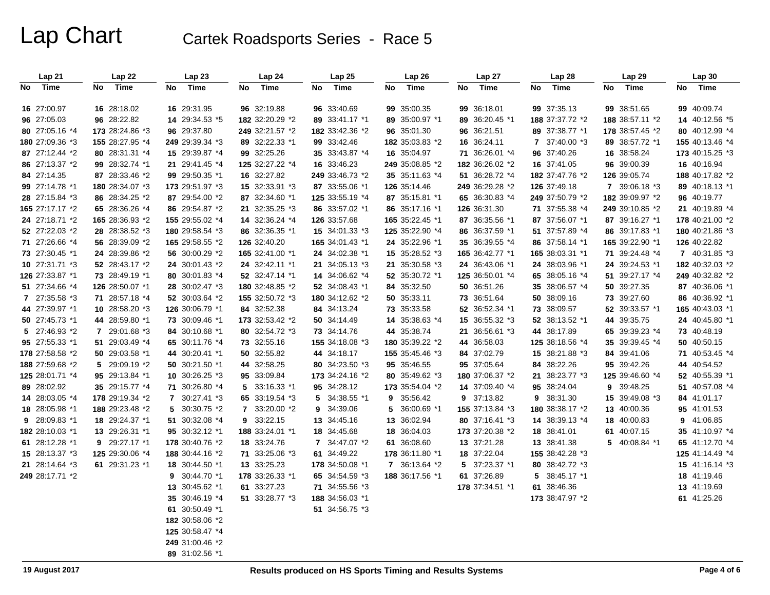# Lap Chart

## Cartek Roadsports Series - Race 5

| Lap 21 | | Lap 22 | | Lap 23 | | Lap 24 | | Lap 25 | | Lap 26 | | Lap 27 | | Lap 28 | | Lap 29 | | Lap 30 | |
|---|---|---|---|---|---|---|---|---|---|---|---|---|---|---|---|---|---|---|---|
| No | Time | No | Time | No | Time | No | Time | No | Time | No | Time | No | Time | No | Time | No | Time | No | Time |
| 16 | 27:00.97 | 16 | 28:18.02 | 16 | 29:31.95 | 96 | 32:19.88 | 96 | 33:40.69 | 99 | 35:00.35 | 99 | 36:18.01 | 99 | 37:35.13 | 99 | 38:51.65 | 99 | 40:09.74 |
| 96 | 27:05.03 | 96 | 28:22.82 | 14 | 29:34.53 *5 | 182 | 32:20.29 *2 | 89 | 33:41.17 *1 | 89 | 35:00.97 *1 | 89 | 36:20.45 *1 | 188 | 37:37.72 *2 | 188 | 38:57.11 *2 | 14 | 40:12.56 *5 |
| 80 | 27:05.16 *4 | 173 | 28:24.86 *3 | 96 | 29:37.80 | 249 | 32:21.57 *2 | 182 | 33:42.36 *2 | 96 | 35:01.30 | 96 | 36:21.51 | 89 | 37:38.77 *1 | 178 | 38:57.45 *2 | 80 | 40:12.99 *4 |
| 180 | 27:09.36 *3 | 155 | 28:27.95 *4 | 249 | 29:39.34 *3 | 89 | 32:22.33 *1 | 99 | 33:42.46 | 182 | 35:03.83 *2 | 16 | 36:24.11 | 7 | 37:40.00 *3 | 89 | 38:57.72 *1 | 155 | 40:13.46 *4 |
| 87 | 27:12.44 *2 | 80 | 28:31.31 *4 | 15 | 29:39.87 *4 | 99 | 32:25.26 | 35 | 33:43.87 *4 | 16 | 35:04.97 | 71 | 36:26.01 *4 | 96 | 37:40.26 | 16 | 38:58.24 | 173 | 40:15.25 *3 |
| 86 | 27:13.37 *2 | 99 | 28:32.74 *1 | 21 | 29:41.45 *4 | 125 | 32:27.22 *4 | 16 | 33:46.23 | 249 | 35:08.85 *2 | 182 | 36:26.02 *2 | 16 | 37:41.05 | 96 | 39:00.39 | 16 | 40:16.94 |
| 84 | 27:14.35 | 87 | 28:33.46 *2 | 99 | 29:50.35 *1 | 16 | 32:27.82 | 249 | 33:46.73 *2 | 35 | 35:11.63 *4 | 51 | 36:28.72 *4 | 182 | 37:47.76 *2 | 126 | 39:05.74 | 188 | 40:17.82 *2 |
| 99 | 27:14.78 *1 | 180 | 28:34.07 *3 | 173 | 29:51.97 *3 | 15 | 32:33.91 *3 | 87 | 33:55.06 *1 | 126 | 35:14.46 | 249 | 36:29.28 *2 | 126 | 37:49.18 | 7 | 39:06.18 *3 | 89 | 40:18.13 *1 |
| 28 | 27:15.84 *3 | 86 | 28:34.25 *2 | 87 | 29:54.00 *2 | 87 | 32:34.60 *1 | 125 | 33:55.19 *4 | 87 | 35:15.81 *1 | 65 | 36:30.83 *4 | 249 | 37:50.79 *2 | 182 | 39:09.97 *2 | 96 | 40:19.77 |
| 165 | 27:17.17 *2 | 65 | 28:36.26 *4 | 86 | 29:54.87 *2 | 21 | 32:35.25 *3 | 86 | 33:57.02 *1 | 86 | 35:17.16 *1 | 126 | 36:31.30 | 71 | 37:55.38 *4 | 249 | 39:10.85 *2 | 21 | 40:19.89 *4 |
| 24 | 27:18.71 *2 | 165 | 28:36.93 *2 | 155 | 29:55.02 *4 | 14 | 32:36.24 *4 | 126 | 33:57.68 | 165 | 35:22.45 *1 | 87 | 36:35.56 *1 | 87 | 37:56.07 *1 | 87 | 39:16.27 *1 | 178 | 40:21.00 *2 |
| 52 | 27:22.03 *2 | 28 | 28:38.52 *3 | 180 | 29:58.54 *3 | 86 | 32:36.35 *1 | 15 | 34:01.33 *3 | 125 | 35:22.90 *4 | 86 | 36:37.59 *1 | 51 | 37:57.89 *4 | 86 | 39:17.83 *1 | 180 | 40:21.86 *3 |
| 71 | 27:26.66 *4 | 56 | 28:39.09 *2 | 165 | 29:58.55 *2 | 126 | 32:40.20 | 165 | 34:01.43 *1 | 24 | 35:22.96 *1 | 35 | 36:39.55 *4 | 86 | 37:58.14 *1 | 165 | 39:22.90 *1 | 126 | 40:22.82 |
| 73 | 27:30.45 *1 | 24 | 28:39.86 *2 | 56 | 30:00.29 *2 | 165 | 32:41.00 *1 | 24 | 34:02.38 *1 | 15 | 35:28.52 *3 | 165 | 36:42.77 *1 | 165 | 38:03.31 *1 | 71 | 39:24.48 *4 | 7 | 40:31.85 *3 |
| 10 | 27:31.71 *3 | 52 | 28:43.17 *2 | 24 | 30:01.43 *2 | 24 | 32:42.11 *1 | 21 | 34:05.13 *3 | 21 | 35:30.58 *3 | 24 | 36:43.06 *1 | 24 | 38:03.96 *1 | 24 | 39:24.53 *1 | 182 | 40:32.03 *2 |
| 126 | 27:33.87 *1 | 73 | 28:49.19 *1 | 80 | 30:01.83 *4 | 52 | 32:47.14 *1 | 14 | 34:06.62 *4 | 52 | 35:30.72 *1 | 125 | 36:50.01 *4 | 65 | 38:05.16 *4 | 51 | 39:27.17 *4 | 249 | 40:32.82 *2 |
| 51 | 27:34.66 *4 | 126 | 28:50.07 *1 | 28 | 30:02.47 *3 | 180 | 32:48.85 *2 | 52 | 34:08.43 *1 | 84 | 35:32.50 | 50 | 36:51.26 | 35 | 38:06.57 *4 | 50 | 39:27.35 | 87 | 40:36.06 *1 |
| 7 | 27:35.58 *3 | 71 | 28:57.18 *4 | 52 | 30:03.64 *2 | 155 | 32:50.72 *3 | 180 | 34:12.62 *2 | 50 | 35:33.11 | 73 | 36:51.64 | 50 | 38:09.16 | 73 | 39:27.60 | 86 | 40:36.92 *1 |
| 44 | 27:39.97 *1 | 10 | 28:58.20 *3 | 126 | 30:06.79 *1 | 84 | 32:52.38 | 84 | 34:13.24 | 73 | 35:33.58 | 52 | 36:52.34 *1 | 73 | 38:09.57 | 52 | 39:33.57 *1 | 165 | 40:43.03 *1 |
| 50 | 27:45.73 *1 | 44 | 28:59.80 *1 | 73 | 30:09.46 *1 | 173 | 32:53.42 *2 | 50 | 34:14.49 | 14 | 35:38.63 *4 | 15 | 36:55.32 *3 | 52 | 38:13.52 *1 | 44 | 39:35.75 | 24 | 40:45.80 *1 |
| 5 | 27:46.93 *2 | 7 | 29:01.68 *3 | 84 | 30:10.68 *1 | 80 | 32:54.72 *3 | 73 | 34:14.76 | 44 | 35:38.74 | 21 | 36:56.61 *3 | 44 | 38:17.89 | 65 | 39:39.23 *4 | 73 | 40:48.19 |
| 95 | 27:55.33 *1 | 51 | 29:03.49 *4 | 65 | 30:11.76 *4 | 73 | 32:55.16 | 155 | 34:18.08 *3 | 180 | 35:39.22 *2 | 44 | 36:58.03 | 125 | 38:18.56 *4 | 35 | 39:39.45 *4 | 50 | 40:50.15 |
| 178 | 27:58.58 *2 | 50 | 29:03.58 *1 | 44 | 30:20.41 *1 | 50 | 32:55.82 | 44 | 34:18.17 | 155 | 35:45.46 *3 | 84 | 37:02.79 | 15 | 38:21.88 *3 | 84 | 39:41.06 | 71 | 40:53.45 *4 |
| 188 | 27:59.68 *2 | 5 | 29:09.19 *2 | 50 | 30:21.50 *1 | 44 | 32:58.25 | 80 | 34:23.50 *3 | 95 | 35:46.55 | 95 | 37:05.64 | 84 | 38:22.26 | 95 | 39:42.26 | 44 | 40:54.52 |
| 125 | 28:01.71 *4 | 95 | 29:13.84 *1 | 10 | 30:26.25 *3 | 95 | 33:09.84 | 173 | 34:24.16 *2 | 80 | 35:49.62 *3 | 180 | 37:06.37 *2 | 21 | 38:23.77 *3 | 125 | 39:46.60 *4 | 52 | 40:55.39 *1 |
| 89 | 28:02.92 | 35 | 29:15.77 *4 | 71 | 30:26.80 *4 | 5 | 33:16.33 *1 | 95 | 34:28.12 | 173 | 35:54.04 *2 | 14 | 37:09.40 *4 | 95 | 38:24.04 | 9 | 39:48.25 | 51 | 40:57.08 *4 |
| 14 | 28:03.05 *4 | 178 | 29:19.34 *2 | 7 | 30:27.41 *3 | 65 | 33:19.54 *3 | 5 | 34:38.55 *1 | 9 | 35:56.42 | 9 | 37:13.82 | 9 | 38:31.30 | 15 | 39:49.08 *3 | 84 | 41:01.17 |
| 18 | 28:05.98 *1 | 188 | 29:23.48 *2 | 5 | 30:30.75 *2 | 7 | 33:20.00 *2 | 9 | 34:39.06 | 5 | 36:00.69 *1 | 155 | 37:13.84 *3 | 180 | 38:38.17 *2 | 13 | 40:00.36 | 95 | 41:01.53 |
| 9 | 28:09.83 *1 | 18 | 29:24.37 *1 | 51 | 30:32.08 *4 | 9 | 33:22.15 | 13 | 34:45.16 | 13 | 36:02.94 | 80 | 37:16.41 *3 | 14 | 38:39.13 *4 | 18 | 40:00.83 | 9 | 41:06.85 |
| 182 | 28:10.03 *1 | 13 | 29:26.31 *1 | 95 | 30:32.12 *1 | 188 | 33:24.01 *1 | 18 | 34:45.68 | 18 | 36:04.03 | 173 | 37:20.38 *2 | 18 | 38:41.01 | 61 | 40:07.15 | 35 | 41:10.97 *4 |
| 61 | 28:12.28 *1 | 9 | 29:27.17 *1 | 178 | 30:40.76 *2 | 18 | 33:24.76 | 7 | 34:47.07 *2 | 61 | 36:08.60 | 13 | 37:21.28 | 13 | 38:41.38 | 5 | 40:08.84 *1 | 65 | 41:12.70 *4 |
| 15 | 28:13.37 *3 | 125 | 29:30.06 *4 | 188 | 30:44.16 *2 | 71 | 33:25.06 *3 | 61 | 34:49.22 | 178 | 36:11.80 *1 | 18 | 37:22.04 | 155 | 38:42.28 *3 | | | 125 | 41:14.49 *4 |
| 21 | 28:14.64 *3 | 61 | 29:31.23 *1 | 18 | 30:44.50 *1 | 13 | 33:25.23 | 178 | 34:50.08 *1 | 7 | 36:13.64 *2 | 5 | 37:23.37 *1 | 80 | 38:42.72 *3 | | | 15 | 41:16.14 *3 |
| 249 | 28:17.71 *2 | | | 9 | 30:44.70 *1 | 178 | 33:26.33 *1 | 65 | 34:54.59 *3 | 188 | 36:17.56 *1 | 61 | 37:26.89 | 5 | 38:45.17 *1 | | | 18 | 41:19.46 |
| | | | | 13 | 30:45.62 *1 | 61 | 33:27.23 | 71 | 34:55.56 *3 | | | 178 | 37:34.51 *1 | 61 | 38:46.36 | | | 13 | 41:19.69 |
| | | | | 35 | 30:46.19 *4 | 51 | 33:28.77 *3 | 188 | 34:56.03 *1 | | | | | 173 | 38:47.97 *2 | | | 61 | 41:25.26 |
| | | | | 61 | 30:50.49 *1 | | | 51 | 34:56.75 *3 | | | | | | | | | | |
| | | | | 182 | 30:58.06 *2 | | | | | | | | | | | | | | |
| | | | | 125 | 30:58.47 *4 | | | | | | | | | | | | | | |
| | | | | 249 | 31:00.46 *2 | | | | | | | | | | | | | | |
| | | | | 89 | 31:02.56 *1 | | | | | | | | | | | | | | |

19 August 2017

Results produced on HS Sports Timing and Results Systems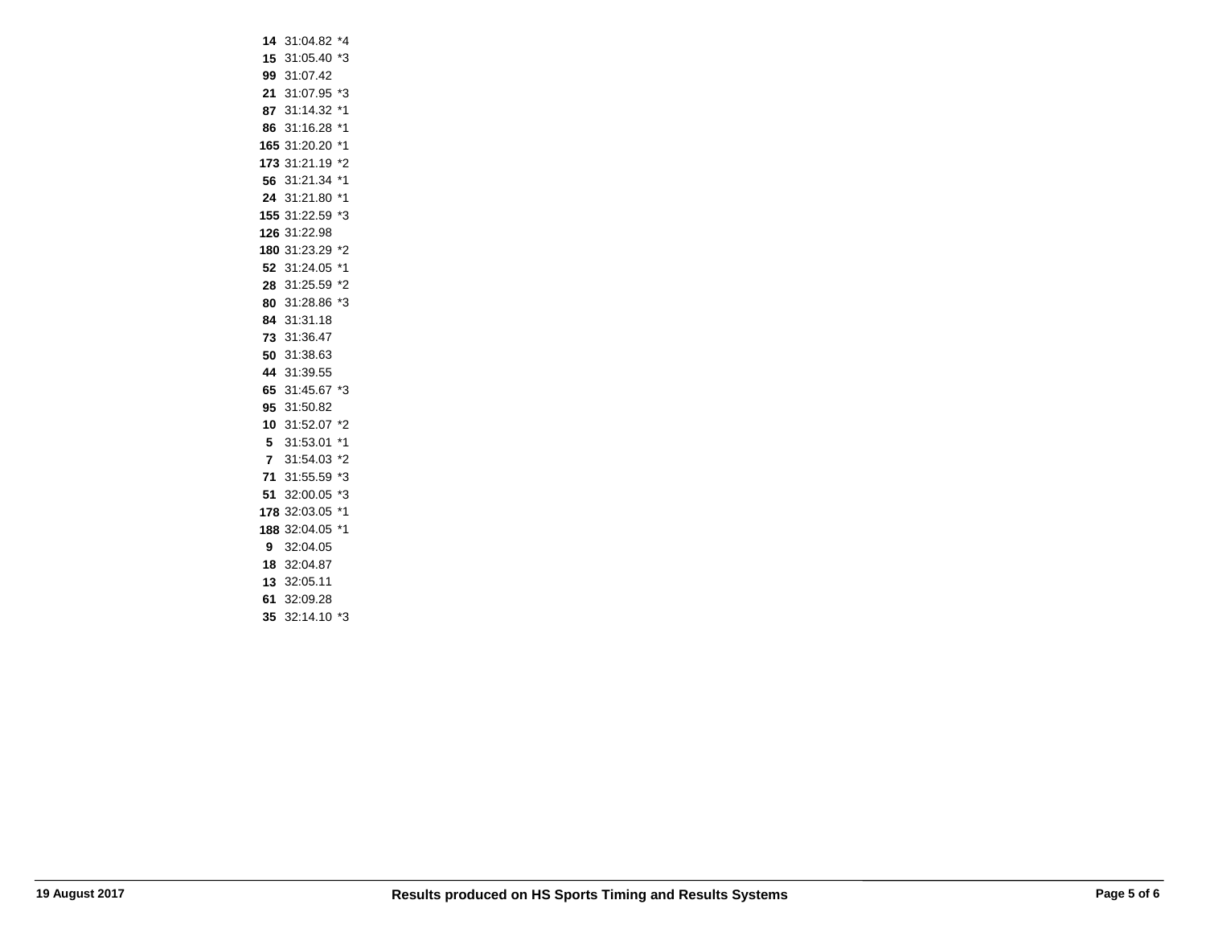| | | |
|---|---|---|
| **14** | 31:04.82 | *4 |
| **15** | 31:05.40 | *3 |
| **99** | 31:07.42 | |
| **21** | 31:07.95 | *3 |
| **87** | 31:14.32 | *1 |
| **86** | 31:16.28 | *1 |
| **165** | 31:20.20 | *1 |
| **173** | 31:21.19 | *2 |
| **56** | 31:21.34 | *1 |
| **24** | 31:21.80 | *1 |
| **155** | 31:22.59 | *3 |
| **126** | 31:22.98 | |
| **180** | 31:23.29 | *2 |
| **52** | 31:24.05 | *1 |
| **28** | 31:25.59 | *2 |
| **80** | 31:28.86 | *3 |
| **84** | 31:31.18 | |
| **73** | 31:36.47 | |
| **50** | 31:38.63 | |
| **44** | 31:39.55 | |
| **65** | 31:45.67 | *3 |
| **95** | 31:50.82 | |
| **10** | 31:52.07 | *2 |
| **5** | 31:53.01 | *1 |
| **7** | 31:54.03 | *2 |
| **71** | 31:55.59 | *3 |
| **51** | 32:00.05 | *3 |
| **178** | 32:03.05 | *1 |
| **188** | 32:04.05 | *1 |
| **9** | 32:04.05 | |
| **18** | 32:04.87 | |
| **13** | 32:05.11 | |
| **61** | 32:09.28 | |
| **35** | 32:14.10 | *3 |

19 August 2017 — **Results produced on HS Sports Timing and Results Systems**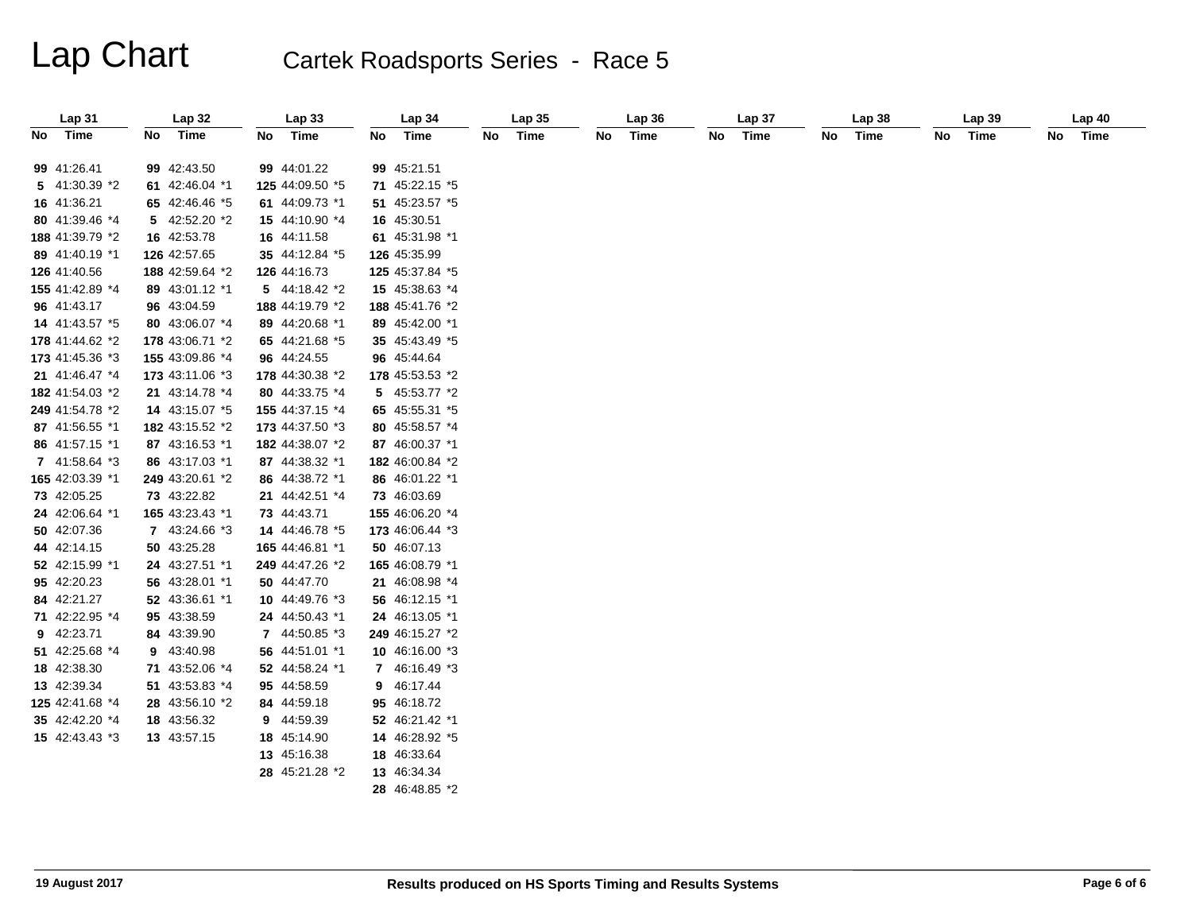# Lap Chart

## Cartek Roadsports Series - Race 5

| Lap 31 | | Lap 32 | | Lap 33 | | Lap 34 | | Lap 35 | | Lap 36 | | Lap 37 | | Lap 38 | | Lap 39 | | Lap 40 | |
|---|---|---|---|---|---|---|---|---|---|---|---|---|---|---|---|---|---|---|---|
| No | Time | No | Time | No | Time | No | Time | No | Time | No | Time | No | Time | No | Time | No | Time | No | Time |
| 99 | 41:26.41 | 99 | 42:43.50 | 99 | 44:01.22 | 99 | 45:21.51 | | | | | | | | | | | | |
| 5 | 41:30.39 *2 | 61 | 42:46.04 *1 | 125 | 44:09.50 *5 | 71 | 45:22.15 *5 | | | | | | | | | | | | |
| 16 | 41:36.21 | 65 | 42:46.46 *5 | 61 | 44:09.73 *1 | 51 | 45:23.57 *5 | | | | | | | | | | | | |
| 80 | 41:39.46 *4 | 5 | 42:52.20 *2 | 15 | 44:10.90 *4 | 16 | 45:30.51 | | | | | | | | | | | | |
| 188 | 41:39.79 *2 | 16 | 42:53.78 | 16 | 44:11.58 | 61 | 45:31.98 *1 | | | | | | | | | | | | |
| 89 | 41:40.19 *1 | 126 | 42:57.65 | 35 | 44:12.84 *5 | 126 | 45:35.99 | | | | | | | | | | | | |
| 126 | 41:40.56 | 188 | 42:59.64 *2 | 126 | 44:16.73 | 125 | 45:37.84 *5 | | | | | | | | | | | | |
| 155 | 41:42.89 *4 | 89 | 43:01.12 *1 | 5 | 44:18.42 *2 | 15 | 45:38.63 *4 | | | | | | | | | | | | |
| 96 | 41:43.17 | 96 | 43:04.59 | 188 | 44:19.79 *2 | 188 | 45:41.76 *2 | | | | | | | | | | | | |
| 14 | 41:43.57 *5 | 80 | 43:06.07 *4 | 89 | 44:20.68 *1 | 89 | 45:42.00 *1 | | | | | | | | | | | | |
| 178 | 41:44.62 *2 | 178 | 43:06.71 *2 | 65 | 44:21.68 *5 | 35 | 45:43.49 *5 | | | | | | | | | | | | |
| 173 | 41:45.36 *3 | 155 | 43:09.86 *4 | 96 | 44:24.55 | 96 | 45:44.64 | | | | | | | | | | | | |
| 21 | 41:46.47 *4 | 173 | 43:11.06 *3 | 178 | 44:30.38 *2 | 178 | 45:53.53 *2 | | | | | | | | | | | | |
| 182 | 41:54.03 *2 | 21 | 43:14.78 *4 | 80 | 44:33.75 *4 | 5 | 45:53.77 *2 | | | | | | | | | | | | |
| 249 | 41:54.78 *2 | 14 | 43:15.07 *5 | 155 | 44:37.15 *4 | 65 | 45:55.31 *5 | | | | | | | | | | | | |
| 87 | 41:56.55 *1 | 182 | 43:15.52 *2 | 173 | 44:37.50 *3 | 80 | 45:58.57 *4 | | | | | | | | | | | | |
| 86 | 41:57.15 *1 | 87 | 43:16.53 *1 | 182 | 44:38.07 *2 | 87 | 46:00.37 *1 | | | | | | | | | | | | |
| 7 | 41:58.64 *3 | 86 | 43:17.03 *1 | 87 | 44:38.32 *1 | 182 | 46:00.84 *2 | | | | | | | | | | | | |
| 165 | 42:03.39 *1 | 249 | 43:20.61 *2 | 86 | 44:38.72 *1 | 86 | 46:01.22 *1 | | | | | | | | | | | | |
| 73 | 42:05.25 | 73 | 43:22.82 | 21 | 44:42.51 *4 | 73 | 46:03.69 | | | | | | | | | | | | |
| 24 | 42:06.64 *1 | 165 | 43:23.43 *1 | 73 | 44:43.71 | 155 | 46:06.20 *4 | | | | | | | | | | | | |
| 50 | 42:07.36 | 7 | 43:24.66 *3 | 14 | 44:46.78 *5 | 173 | 46:06.44 *3 | | | | | | | | | | | | |
| 44 | 42:14.15 | 50 | 43:25.28 | 165 | 44:46.81 *1 | 50 | 46:07.13 | | | | | | | | | | | | |
| 52 | 42:15.99 *1 | 24 | 43:27.51 *1 | 249 | 44:47.26 *2 | 165 | 46:08.79 *1 | | | | | | | | | | | | |
| 95 | 42:20.23 | 56 | 43:28.01 *1 | 50 | 44:47.70 | 21 | 46:08.98 *4 | | | | | | | | | | | | |
| 84 | 42:21.27 | 52 | 43:36.61 *1 | 10 | 44:49.76 *3 | 56 | 46:12.15 *1 | | | | | | | | | | | | |
| 71 | 42:22.95 *4 | 95 | 43:38.59 | 24 | 44:50.43 *1 | 24 | 46:13.05 *1 | | | | | | | | | | | | |
| 9 | 42:23.71 | 84 | 43:39.90 | 7 | 44:50.85 *3 | 249 | 46:15.27 *2 | | | | | | | | | | | | |
| 51 | 42:25.68 *4 | 9 | 43:40.98 | 56 | 44:51.01 *1 | 10 | 46:16.00 *3 | | | | | | | | | | | | |
| 18 | 42:38.30 | 71 | 43:52.06 *4 | 52 | 44:58.24 *1 | 7 | 46:16.49 *3 | | | | | | | | | | | | |
| 13 | 42:39.34 | 51 | 43:53.83 *4 | 95 | 44:58.59 | 9 | 46:17.44 | | | | | | | | | | | | |
| 125 | 42:41.68 *4 | 28 | 43:56.10 *2 | 84 | 44:59.18 | 95 | 46:18.72 | | | | | | | | | | | | |
| 35 | 42:42.20 *4 | 18 | 43:56.32 | 9 | 44:59.39 | 52 | 46:21.42 *1 | | | | | | | | | | | | |
| 15 | 42:43.43 *3 | 13 | 43:57.15 | 18 | 45:14.90 | 14 | 46:28.92 *5 | | | | | | | | | | | | |
| | | | | 13 | 45:16.38 | 18 | 46:33.64 | | | | | | | | | | | | |
| | | | | 28 | 45:21.28 *2 | 13 | 46:34.34 | | | | | | | | | | | | |
| | | | | | | 28 | 46:48.85 *2 | | | | | | | | | | | | |

19 August 2017 — Results produced on HS Sports Timing and Results Systems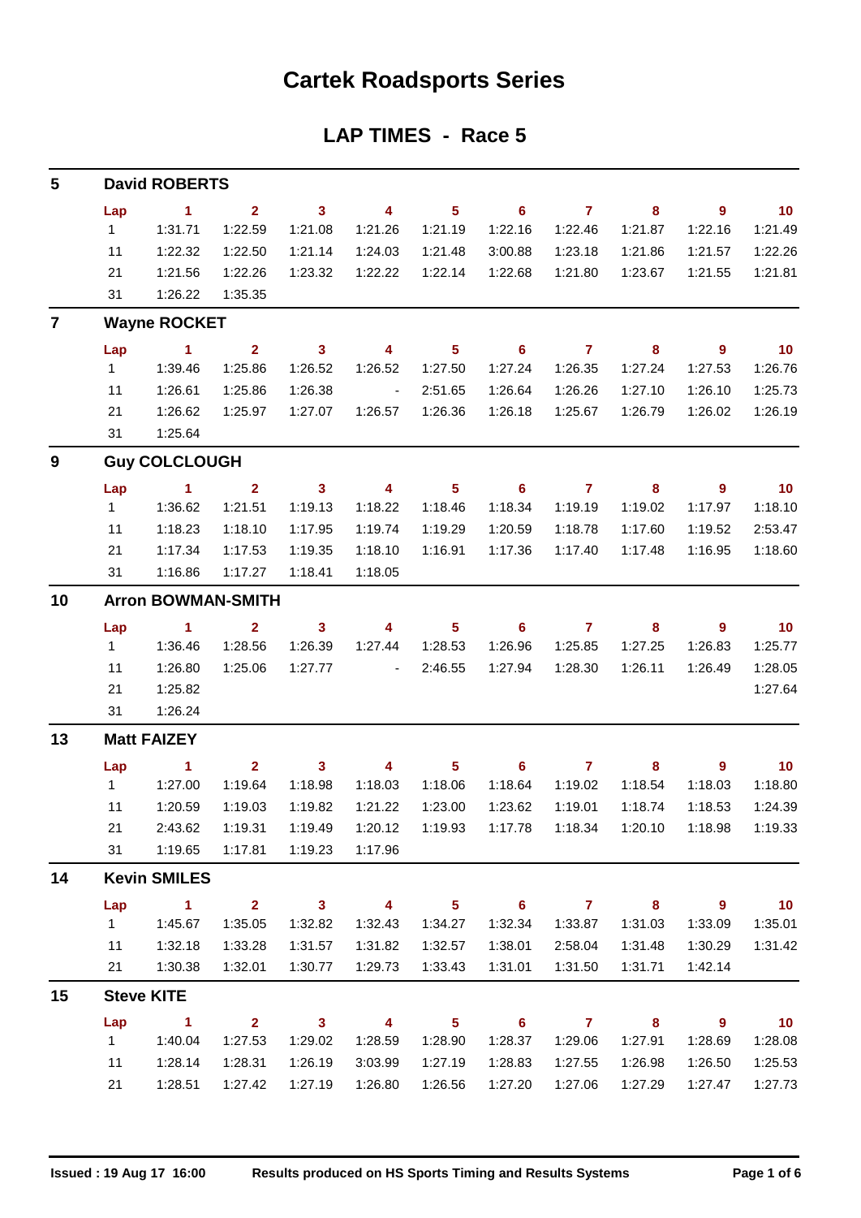# Cartek Roadsports Series

## LAP TIMES - Race 5

### 5 David ROBERTS

| Lap | 1 | 2 | 3 | 4 | 5 | 6 | 7 | 8 | 9 | 10 |
|---|---|---|---|---|---|---|---|---|---|---|
| 1 | 1:31.71 | 1:22.59 | 1:21.08 | 1:21.26 | 1:21.19 | 1:22.16 | 1:22.46 | 1:21.87 | 1:22.16 | 1:21.49 |
| 11 | 1:22.32 | 1:22.50 | 1:21.14 | 1:24.03 | 1:21.48 | 3:00.88 | 1:23.18 | 1:21.86 | 1:21.57 | 1:22.26 |
| 21 | 1:21.56 | 1:22.26 | 1:23.32 | 1:22.22 | 1:22.14 | 1:22.68 | 1:21.80 | 1:23.67 | 1:21.55 | 1:21.81 |
| 31 | 1:26.22 | 1:35.35 | | | | | | | | |

### 7 Wayne ROCKET

| Lap | 1 | 2 | 3 | 4 | 5 | 6 | 7 | 8 | 9 | 10 |
|---|---|---|---|---|---|---|---|---|---|---|
| 1 | 1:39.46 | 1:25.86 | 1:26.52 | 1:26.52 | 1:27.50 | 1:27.24 | 1:26.35 | 1:27.24 | 1:27.53 | 1:26.76 |
| 11 | 1:26.61 | 1:25.86 | 1:26.38 | - | 2:51.65 | 1:26.64 | 1:26.26 | 1:27.10 | 1:26.10 | 1:25.73 |
| 21 | 1:26.62 | 1:25.97 | 1:27.07 | 1:26.57 | 1:26.36 | 1:26.18 | 1:25.67 | 1:26.79 | 1:26.02 | 1:26.19 |
| 31 | 1:25.64 | | | | | | | | | |

### 9 Guy COLCLOUGH

| Lap | 1 | 2 | 3 | 4 | 5 | 6 | 7 | 8 | 9 | 10 |
|---|---|---|---|---|---|---|---|---|---|---|
| 1 | 1:36.62 | 1:21.51 | 1:19.13 | 1:18.22 | 1:18.46 | 1:18.34 | 1:19.19 | 1:19.02 | 1:17.97 | 1:18.10 |
| 11 | 1:18.23 | 1:18.10 | 1:17.95 | 1:19.74 | 1:19.29 | 1:20.59 | 1:18.78 | 1:17.60 | 1:19.52 | 2:53.47 |
| 21 | 1:17.34 | 1:17.53 | 1:19.35 | 1:18.10 | 1:16.91 | 1:17.36 | 1:17.40 | 1:17.48 | 1:16.95 | 1:18.60 |
| 31 | 1:16.86 | 1:17.27 | 1:18.41 | 1:18.05 | | | | | | |

### 10 Arron BOWMAN-SMITH

| Lap | 1 | 2 | 3 | 4 | 5 | 6 | 7 | 8 | 9 | 10 |
|---|---|---|---|---|---|---|---|---|---|---|
| 1 | 1:36.46 | 1:28.56 | 1:26.39 | 1:27.44 | 1:28.53 | 1:26.96 | 1:25.85 | 1:27.25 | 1:26.83 | 1:25.77 |
| 11 | 1:26.80 | 1:25.06 | 1:27.77 | - | 2:46.55 | 1:27.94 | 1:28.30 | 1:26.11 | 1:26.49 | 1:28.05 |
| 21 | 1:25.82 | | | | | | | | | 1:27.64 |
| 31 | 1:26.24 | | | | | | | | | |

### 13 Matt FAIZEY

| Lap | 1 | 2 | 3 | 4 | 5 | 6 | 7 | 8 | 9 | 10 |
|---|---|---|---|---|---|---|---|---|---|---|
| 1 | 1:27.00 | 1:19.64 | 1:18.98 | 1:18.03 | 1:18.06 | 1:18.64 | 1:19.02 | 1:18.54 | 1:18.03 | 1:18.80 |
| 11 | 1:20.59 | 1:19.03 | 1:19.82 | 1:21.22 | 1:23.00 | 1:23.62 | 1:19.01 | 1:18.74 | 1:18.53 | 1:24.39 |
| 21 | 2:43.62 | 1:19.31 | 1:19.49 | 1:20.12 | 1:19.93 | 1:17.78 | 1:18.34 | 1:20.10 | 1:18.98 | 1:19.33 |
| 31 | 1:19.65 | 1:17.81 | 1:19.23 | 1:17.96 | | | | | | |

### 14 Kevin SMILES

| Lap | 1 | 2 | 3 | 4 | 5 | 6 | 7 | 8 | 9 | 10 |
|---|---|---|---|---|---|---|---|---|---|---|
| 1 | 1:45.67 | 1:35.05 | 1:32.82 | 1:32.43 | 1:34.27 | 1:32.34 | 1:33.87 | 1:31.03 | 1:33.09 | 1:35.01 |
| 11 | 1:32.18 | 1:33.28 | 1:31.57 | 1:31.82 | 1:32.57 | 1:38.01 | 2:58.04 | 1:31.48 | 1:30.29 | 1:31.42 |
| 21 | 1:30.38 | 1:32.01 | 1:30.77 | 1:29.73 | 1:33.43 | 1:31.01 | 1:31.50 | 1:31.71 | 1:42.14 | |

### 15 Steve KITE

| Lap | 1 | 2 | 3 | 4 | 5 | 6 | 7 | 8 | 9 | 10 |
|---|---|---|---|---|---|---|---|---|---|---|
| 1 | 1:40.04 | 1:27.53 | 1:29.02 | 1:28.59 | 1:28.90 | 1:28.37 | 1:29.06 | 1:27.91 | 1:28.69 | 1:28.08 |
| 11 | 1:28.14 | 1:28.31 | 1:26.19 | 3:03.99 | 1:27.19 | 1:28.83 | 1:27.55 | 1:26.98 | 1:26.50 | 1:25.53 |
| 21 | 1:28.51 | 1:27.42 | 1:27.19 | 1:26.80 | 1:26.56 | 1:27.20 | 1:27.06 | 1:27.29 | 1:27.47 | 1:27.73 |

Issued : 19 Aug 17 16:00 Results produced on HS Sports Timing and Results Systems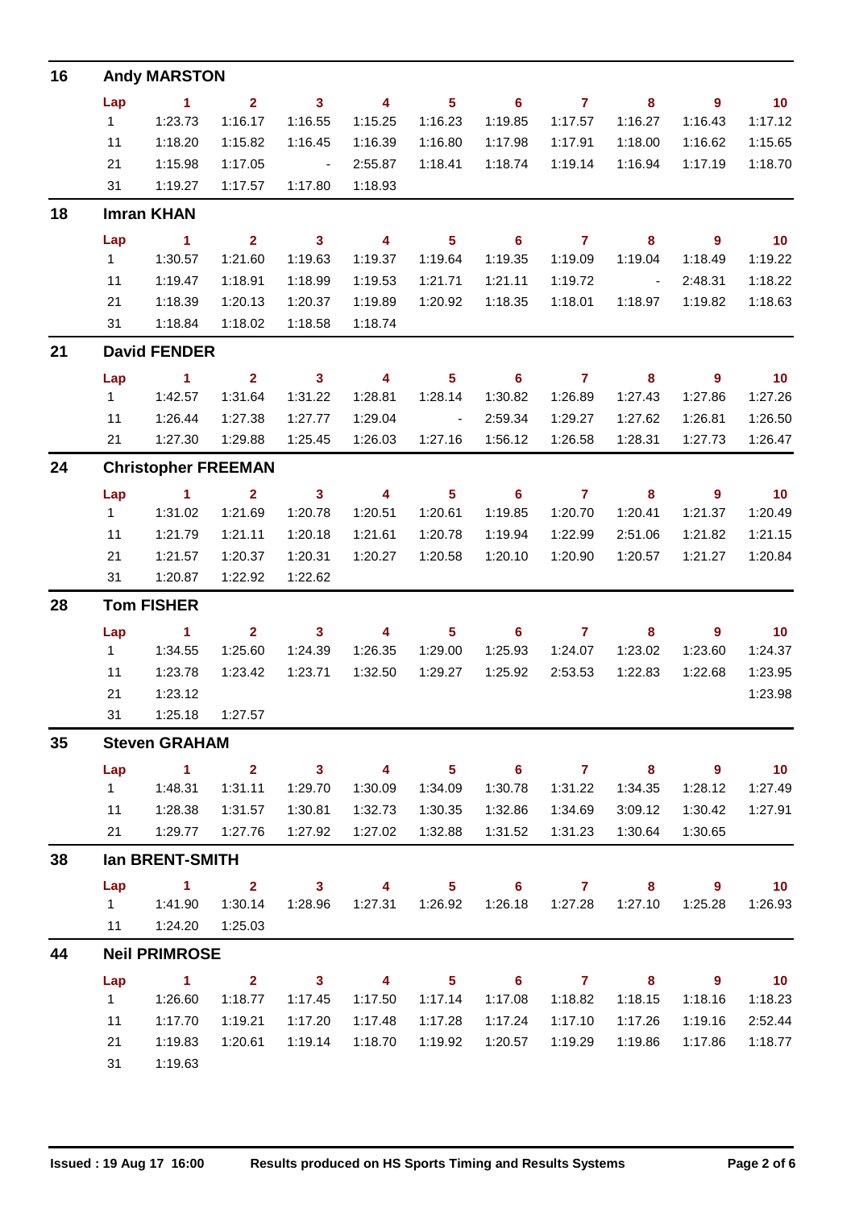## 16 Andy MARSTON

| Lap | 1 | 2 | 3 | 4 | 5 | 6 | 7 | 8 | 9 | 10 |
|---|---|---|---|---|---|---|---|---|---|---|
| 1 | 1:23.73 | 1:16.17 | 1:16.55 | 1:15.25 | 1:16.23 | 1:19.85 | 1:17.57 | 1:16.27 | 1:16.43 | 1:17.12 |
| 11 | 1:18.20 | 1:15.82 | 1:16.45 | 1:16.39 | 1:16.80 | 1:17.98 | 1:17.91 | 1:18.00 | 1:16.62 | 1:15.65 |
| 21 | 1:15.98 | 1:17.05 | - | 2:55.87 | 1:18.41 | 1:18.74 | 1:19.14 | 1:16.94 | 1:17.19 | 1:18.70 |
| 31 | 1:19.27 | 1:17.57 | 1:17.80 | 1:18.93 | | | | | | |

## 18 Imran KHAN

| Lap | 1 | 2 | 3 | 4 | 5 | 6 | 7 | 8 | 9 | 10 |
|---|---|---|---|---|---|---|---|---|---|---|
| 1 | 1:30.57 | 1:21.60 | 1:19.63 | 1:19.37 | 1:19.64 | 1:19.35 | 1:19.09 | 1:19.04 | 1:18.49 | 1:19.22 |
| 11 | 1:19.47 | 1:18.91 | 1:18.99 | 1:19.53 | 1:21.71 | 1:21.11 | 1:19.72 | - | 2:48.31 | 1:18.22 |
| 21 | 1:18.39 | 1:20.13 | 1:20.37 | 1:19.89 | 1:20.92 | 1:18.35 | 1:18.01 | 1:18.97 | 1:19.82 | 1:18.63 |
| 31 | 1:18.84 | 1:18.02 | 1:18.58 | 1:18.74 | | | | | | |

## 21 David FENDER

| Lap | 1 | 2 | 3 | 4 | 5 | 6 | 7 | 8 | 9 | 10 |
|---|---|---|---|---|---|---|---|---|---|---|
| 1 | 1:42.57 | 1:31.64 | 1:31.22 | 1:28.81 | 1:28.14 | 1:30.82 | 1:26.89 | 1:27.43 | 1:27.86 | 1:27.26 |
| 11 | 1:26.44 | 1:27.38 | 1:27.77 | 1:29.04 | - | 2:59.34 | 1:29.27 | 1:27.62 | 1:26.81 | 1:26.50 |
| 21 | 1:27.30 | 1:29.88 | 1:25.45 | 1:26.03 | 1:27.16 | 1:56.12 | 1:26.58 | 1:28.31 | 1:27.73 | 1:26.47 |

## 24 Christopher FREEMAN

| Lap | 1 | 2 | 3 | 4 | 5 | 6 | 7 | 8 | 9 | 10 |
|---|---|---|---|---|---|---|---|---|---|---|
| 1 | 1:31.02 | 1:21.69 | 1:20.78 | 1:20.51 | 1:20.61 | 1:19.85 | 1:20.70 | 1:20.41 | 1:21.37 | 1:20.49 |
| 11 | 1:21.79 | 1:21.11 | 1:20.18 | 1:21.61 | 1:20.78 | 1:19.94 | 1:22.99 | 2:51.06 | 1:21.82 | 1:21.15 |
| 21 | 1:21.57 | 1:20.37 | 1:20.31 | 1:20.27 | 1:20.58 | 1:20.10 | 1:20.90 | 1:20.57 | 1:21.27 | 1:20.84 |
| 31 | 1:20.87 | 1:22.92 | 1:22.62 | | | | | | | |

## 28 Tom FISHER

| Lap | 1 | 2 | 3 | 4 | 5 | 6 | 7 | 8 | 9 | 10 |
|---|---|---|---|---|---|---|---|---|---|---|
| 1 | 1:34.55 | 1:25.60 | 1:24.39 | 1:26.35 | 1:29.00 | 1:25.93 | 1:24.07 | 1:23.02 | 1:23.60 | 1:24.37 |
| 11 | 1:23.78 | 1:23.42 | 1:23.71 | 1:32.50 | 1:29.27 | 1:25.92 | 2:53.53 | 1:22.83 | 1:22.68 | 1:23.95 |
| 21 | 1:23.12 | | | | | | | | | 1:23.98 |
| 31 | 1:25.18 | 1:27.57 | | | | | | | | |

## 35 Steven GRAHAM

| Lap | 1 | 2 | 3 | 4 | 5 | 6 | 7 | 8 | 9 | 10 |
|---|---|---|---|---|---|---|---|---|---|---|
| 1 | 1:48.31 | 1:31.11 | 1:29.70 | 1:30.09 | 1:34.09 | 1:30.78 | 1:31.22 | 1:34.35 | 1:28.12 | 1:27.49 |
| 11 | 1:28.38 | 1:31.57 | 1:30.81 | 1:32.73 | 1:30.35 | 1:32.86 | 1:34.69 | 3:09.12 | 1:30.42 | 1:27.91 |
| 21 | 1:29.77 | 1:27.76 | 1:27.92 | 1:27.02 | 1:32.88 | 1:31.52 | 1:31.23 | 1:30.64 | 1:30.65 | |

## 38 Ian BRENT-SMITH

| Lap | 1 | 2 | 3 | 4 | 5 | 6 | 7 | 8 | 9 | 10 |
|---|---|---|---|---|---|---|---|---|---|---|
| 1 | 1:41.90 | 1:30.14 | 1:28.96 | 1:27.31 | 1:26.92 | 1:26.18 | 1:27.28 | 1:27.10 | 1:25.28 | 1:26.93 |
| 11 | 1:24.20 | 1:25.03 | | | | | | | | |

## 44 Neil PRIMROSE

| Lap | 1 | 2 | 3 | 4 | 5 | 6 | 7 | 8 | 9 | 10 |
|---|---|---|---|---|---|---|---|---|---|---|
| 1 | 1:26.60 | 1:18.77 | 1:17.45 | 1:17.50 | 1:17.14 | 1:17.08 | 1:18.82 | 1:18.15 | 1:18.16 | 1:18.23 |
| 11 | 1:17.70 | 1:19.21 | 1:17.20 | 1:17.48 | 1:17.28 | 1:17.24 | 1:17.10 | 1:17.26 | 1:19.16 | 2:52.44 |
| 21 | 1:19.83 | 1:20.61 | 1:19.14 | 1:18.70 | 1:19.92 | 1:20.57 | 1:19.29 | 1:19.86 | 1:17.86 | 1:18.77 |
| 31 | 1:19.63 | | | | | | | | | |

Issued : 19 Aug 17 16:00 Results produced on HS Sports Timing and Results Systems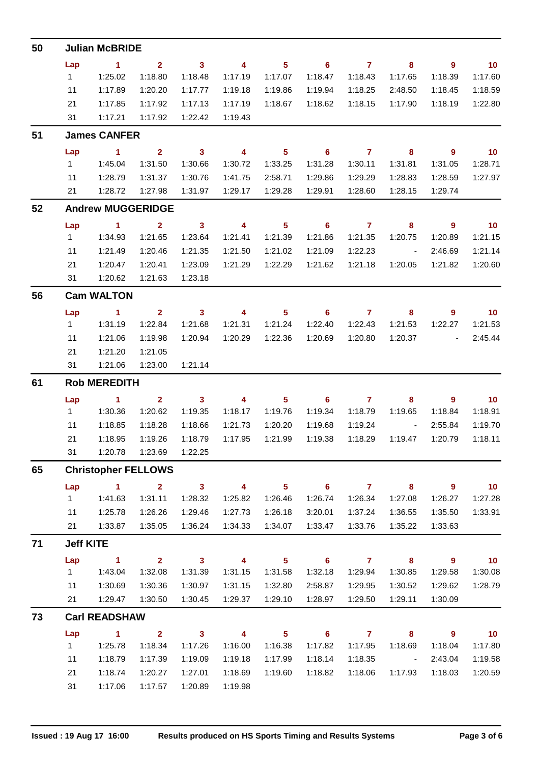## 50 Julian McBRIDE

| Lap | 1 | 2 | 3 | 4 | 5 | 6 | 7 | 8 | 9 | 10 |
|---|---|---|---|---|---|---|---|---|---|---|
| 1 | 1:25.02 | 1:18.80 | 1:18.48 | 1:17.19 | 1:17.07 | 1:18.47 | 1:18.43 | 1:17.65 | 1:18.39 | 1:17.60 |
| 11 | 1:17.89 | 1:20.20 | 1:17.77 | 1:19.18 | 1:19.86 | 1:19.94 | 1:18.25 | 2:48.50 | 1:18.45 | 1:18.59 |
| 21 | 1:17.85 | 1:17.92 | 1:17.13 | 1:17.19 | 1:18.67 | 1:18.62 | 1:18.15 | 1:17.90 | 1:18.19 | 1:22.80 |
| 31 | 1:17.21 | 1:17.92 | 1:22.42 | 1:19.43 | | | | | | |

## 51 James CANFER

| Lap | 1 | 2 | 3 | 4 | 5 | 6 | 7 | 8 | 9 | 10 |
|---|---|---|---|---|---|---|---|---|---|---|
| 1 | 1:45.04 | 1:31.50 | 1:30.66 | 1:30.72 | 1:33.25 | 1:31.28 | 1:30.11 | 1:31.81 | 1:31.05 | 1:28.71 |
| 11 | 1:28.79 | 1:31.37 | 1:30.76 | 1:41.75 | 2:58.71 | 1:29.86 | 1:29.29 | 1:28.83 | 1:28.59 | 1:27.97 |
| 21 | 1:28.72 | 1:27.98 | 1:31.97 | 1:29.17 | 1:29.28 | 1:29.91 | 1:28.60 | 1:28.15 | 1:29.74 | |

## 52 Andrew MUGGERIDGE

| Lap | 1 | 2 | 3 | 4 | 5 | 6 | 7 | 8 | 9 | 10 |
|---|---|---|---|---|---|---|---|---|---|---|
| 1 | 1:34.93 | 1:21.65 | 1:23.64 | 1:21.41 | 1:21.39 | 1:21.86 | 1:21.35 | 1:20.75 | 1:20.89 | 1:21.15 |
| 11 | 1:21.49 | 1:20.46 | 1:21.35 | 1:21.50 | 1:21.02 | 1:21.09 | 1:22.23 | - | 2:46.69 | 1:21.14 |
| 21 | 1:20.47 | 1:20.41 | 1:23.09 | 1:21.29 | 1:22.29 | 1:21.62 | 1:21.18 | 1:20.05 | 1:21.82 | 1:20.60 |
| 31 | 1:20.62 | 1:21.63 | 1:23.18 | | | | | | | |

## 56 Cam WALTON

| Lap | 1 | 2 | 3 | 4 | 5 | 6 | 7 | 8 | 9 | 10 |
|---|---|---|---|---|---|---|---|---|---|---|
| 1 | 1:31.19 | 1:22.84 | 1:21.68 | 1:21.31 | 1:21.24 | 1:22.40 | 1:22.43 | 1:21.53 | 1:22.27 | 1:21.53 |
| 11 | 1:21.06 | 1:19.98 | 1:20.94 | 1:20.29 | 1:22.36 | 1:20.69 | 1:20.80 | 1:20.37 | - | 2:45.44 |
| 21 | 1:21.20 | 1:21.05 | | | | | | | | |
| 31 | 1:21.06 | 1:23.00 | 1:21.14 | | | | | | | |

## 61 Rob MEREDITH

| Lap | 1 | 2 | 3 | 4 | 5 | 6 | 7 | 8 | 9 | 10 |
|---|---|---|---|---|---|---|---|---|---|---|
| 1 | 1:30.36 | 1:20.62 | 1:19.35 | 1:18.17 | 1:19.76 | 1:19.34 | 1:18.79 | 1:19.65 | 1:18.84 | 1:18.91 |
| 11 | 1:18.85 | 1:18.28 | 1:18.66 | 1:21.73 | 1:20.20 | 1:19.68 | 1:19.24 | - | 2:55.84 | 1:19.70 |
| 21 | 1:18.95 | 1:19.26 | 1:18.79 | 1:17.95 | 1:21.99 | 1:19.38 | 1:18.29 | 1:19.47 | 1:20.79 | 1:18.11 |
| 31 | 1:20.78 | 1:23.69 | 1:22.25 | | | | | | | |

## 65 Christopher FELLOWS

| Lap | 1 | 2 | 3 | 4 | 5 | 6 | 7 | 8 | 9 | 10 |
|---|---|---|---|---|---|---|---|---|---|---|
| 1 | 1:41.63 | 1:31.11 | 1:28.32 | 1:25.82 | 1:26.46 | 1:26.74 | 1:26.34 | 1:27.08 | 1:26.27 | 1:27.28 |
| 11 | 1:25.78 | 1:26.26 | 1:29.46 | 1:27.73 | 1:26.18 | 3:20.01 | 1:37.24 | 1:36.55 | 1:35.50 | 1:33.91 |
| 21 | 1:33.87 | 1:35.05 | 1:36.24 | 1:34.33 | 1:34.07 | 1:33.47 | 1:33.76 | 1:35.22 | 1:33.63 | |

## 71 Jeff KITE

| Lap | 1 | 2 | 3 | 4 | 5 | 6 | 7 | 8 | 9 | 10 |
|---|---|---|---|---|---|---|---|---|---|---|
| 1 | 1:43.04 | 1:32.08 | 1:31.39 | 1:31.15 | 1:31.58 | 1:32.18 | 1:29.94 | 1:30.85 | 1:29.58 | 1:30.08 |
| 11 | 1:30.69 | 1:30.36 | 1:30.97 | 1:31.15 | 1:32.80 | 2:58.87 | 1:29.95 | 1:30.52 | 1:29.62 | 1:28.79 |
| 21 | 1:29.47 | 1:30.50 | 1:30.45 | 1:29.37 | 1:29.10 | 1:28.97 | 1:29.50 | 1:29.11 | 1:30.09 | |

## 73 Carl READSHAW

| Lap | 1 | 2 | 3 | 4 | 5 | 6 | 7 | 8 | 9 | 10 |
|---|---|---|---|---|---|---|---|---|---|---|
| 1 | 1:25.78 | 1:18.34 | 1:17.26 | 1:16.00 | 1:16.38 | 1:17.82 | 1:17.95 | 1:18.69 | 1:18.04 | 1:17.80 |
| 11 | 1:18.79 | 1:17.39 | 1:19.09 | 1:19.18 | 1:17.99 | 1:18.14 | 1:18.35 | - | 2:43.04 | 1:19.58 |
| 21 | 1:18.74 | 1:20.27 | 1:27.01 | 1:18.69 | 1:19.60 | 1:18.82 | 1:18.06 | 1:17.93 | 1:18.03 | 1:20.59 |
| 31 | 1:17.06 | 1:17.57 | 1:20.89 | 1:19.98 | | | | | | |

Issued : 19 Aug 17 16:00 — Results produced on HS Sports Timing and Results Systems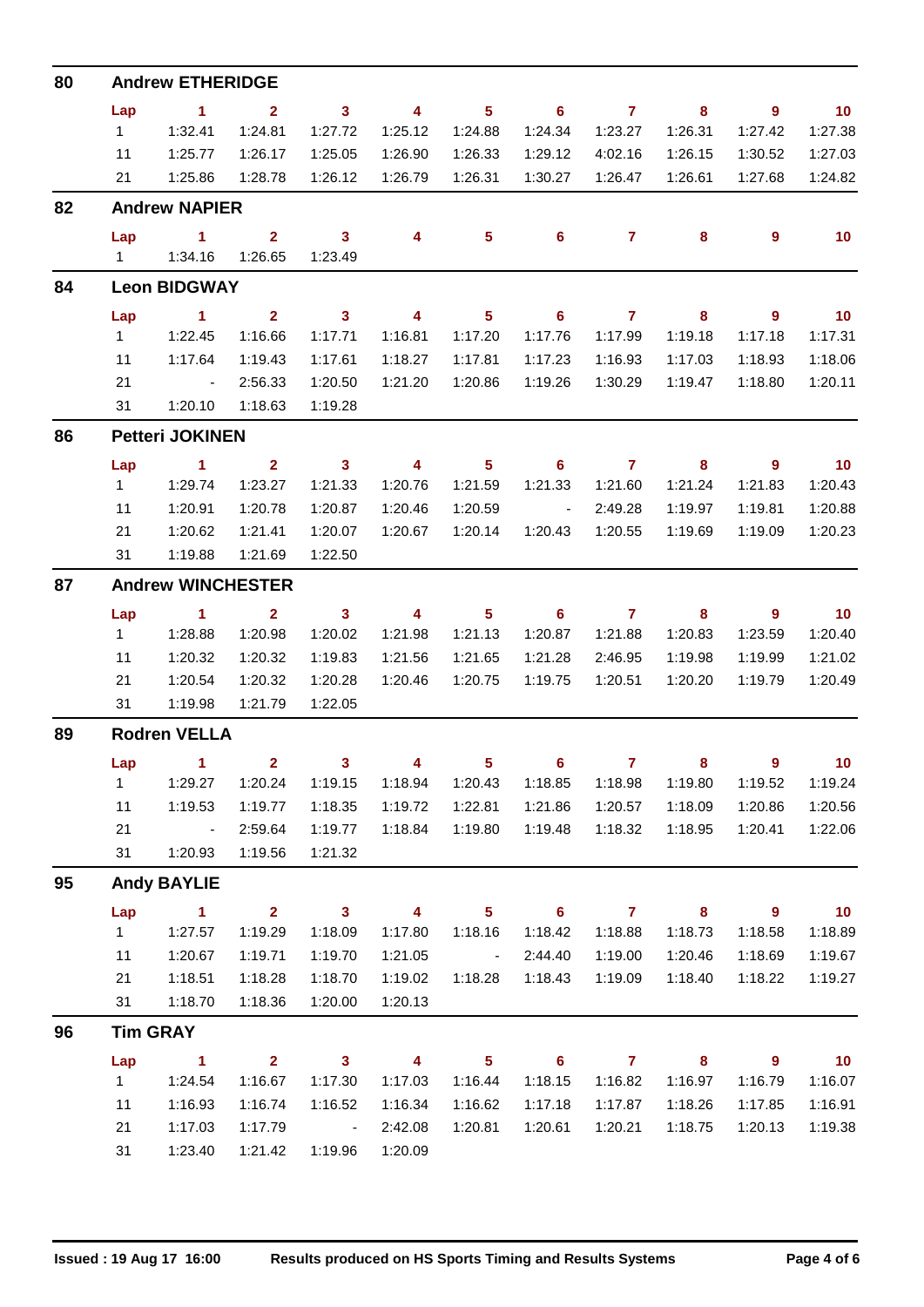## 80 Andrew ETHERIDGE

| Lap | 1 | 2 | 3 | 4 | 5 | 6 | 7 | 8 | 9 | 10 |
|---|---|---|---|---|---|---|---|---|---|---|
| 1 | 1:32.41 | 1:24.81 | 1:27.72 | 1:25.12 | 1:24.88 | 1:24.34 | 1:23.27 | 1:26.31 | 1:27.42 | 1:27.38 |
| 11 | 1:25.77 | 1:26.17 | 1:25.05 | 1:26.90 | 1:26.33 | 1:29.12 | 4:02.16 | 1:26.15 | 1:30.52 | 1:27.03 |
| 21 | 1:25.86 | 1:28.78 | 1:26.12 | 1:26.79 | 1:26.31 | 1:30.27 | 1:26.47 | 1:26.61 | 1:27.68 | 1:24.82 |

## 82 Andrew NAPIER

| Lap | 1 | 2 | 3 | 4 | 5 | 6 | 7 | 8 | 9 | 10 |
|---|---|---|---|---|---|---|---|---|---|---|
| 1 | 1:34.16 | 1:26.65 | 1:23.49 | | | | | | | |

## 84 Leon BIDGWAY

| Lap | 1 | 2 | 3 | 4 | 5 | 6 | 7 | 8 | 9 | 10 |
|---|---|---|---|---|---|---|---|---|---|---|
| 1 | 1:22.45 | 1:16.66 | 1:17.71 | 1:16.81 | 1:17.20 | 1:17.76 | 1:17.99 | 1:19.18 | 1:17.18 | 1:17.31 |
| 11 | 1:17.64 | 1:19.43 | 1:17.61 | 1:18.27 | 1:17.81 | 1:17.23 | 1:16.93 | 1:17.03 | 1:18.93 | 1:18.06 |
| 21 | - | 2:56.33 | 1:20.50 | 1:21.20 | 1:20.86 | 1:19.26 | 1:30.29 | 1:19.47 | 1:18.80 | 1:20.11 |
| 31 | 1:20.10 | 1:18.63 | 1:19.28 | | | | | | | |

## 86 Petteri JOKINEN

| Lap | 1 | 2 | 3 | 4 | 5 | 6 | 7 | 8 | 9 | 10 |
|---|---|---|---|---|---|---|---|---|---|---|
| 1 | 1:29.74 | 1:23.27 | 1:21.33 | 1:20.76 | 1:21.59 | 1:21.33 | 1:21.60 | 1:21.24 | 1:21.83 | 1:20.43 |
| 11 | 1:20.91 | 1:20.78 | 1:20.87 | 1:20.46 | 1:20.59 | - | 2:49.28 | 1:19.97 | 1:19.81 | 1:20.88 |
| 21 | 1:20.62 | 1:21.41 | 1:20.07 | 1:20.67 | 1:20.14 | 1:20.43 | 1:20.55 | 1:19.69 | 1:19.09 | 1:20.23 |
| 31 | 1:19.88 | 1:21.69 | 1:22.50 | | | | | | | |

## 87 Andrew WINCHESTER

| Lap | 1 | 2 | 3 | 4 | 5 | 6 | 7 | 8 | 9 | 10 |
|---|---|---|---|---|---|---|---|---|---|---|
| 1 | 1:28.88 | 1:20.98 | 1:20.02 | 1:21.98 | 1:21.13 | 1:20.87 | 1:21.88 | 1:20.83 | 1:23.59 | 1:20.40 |
| 11 | 1:20.32 | 1:20.32 | 1:19.83 | 1:21.56 | 1:21.65 | 1:21.28 | 2:46.95 | 1:19.98 | 1:19.99 | 1:21.02 |
| 21 | 1:20.54 | 1:20.32 | 1:20.28 | 1:20.46 | 1:20.75 | 1:19.75 | 1:20.51 | 1:20.20 | 1:19.79 | 1:20.49 |
| 31 | 1:19.98 | 1:21.79 | 1:22.05 | | | | | | | |

## 89 Rodren VELLA

| Lap | 1 | 2 | 3 | 4 | 5 | 6 | 7 | 8 | 9 | 10 |
|---|---|---|---|---|---|---|---|---|---|---|
| 1 | 1:29.27 | 1:20.24 | 1:19.15 | 1:18.94 | 1:20.43 | 1:18.85 | 1:18.98 | 1:19.80 | 1:19.52 | 1:19.24 |
| 11 | 1:19.53 | 1:19.77 | 1:18.35 | 1:19.72 | 1:22.81 | 1:21.86 | 1:20.57 | 1:18.09 | 1:20.86 | 1:20.56 |
| 21 | - | 2:59.64 | 1:19.77 | 1:18.84 | 1:19.80 | 1:19.48 | 1:18.32 | 1:18.95 | 1:20.41 | 1:22.06 |
| 31 | 1:20.93 | 1:19.56 | 1:21.32 | | | | | | | |

## 95 Andy BAYLIE

| Lap | 1 | 2 | 3 | 4 | 5 | 6 | 7 | 8 | 9 | 10 |
|---|---|---|---|---|---|---|---|---|---|---|
| 1 | 1:27.57 | 1:19.29 | 1:18.09 | 1:17.80 | 1:18.16 | 1:18.42 | 1:18.88 | 1:18.73 | 1:18.58 | 1:18.89 |
| 11 | 1:20.67 | 1:19.71 | 1:19.70 | 1:21.05 | - | 2:44.40 | 1:19.00 | 1:20.46 | 1:18.69 | 1:19.67 |
| 21 | 1:18.51 | 1:18.28 | 1:18.70 | 1:19.02 | 1:18.28 | 1:18.43 | 1:19.09 | 1:18.40 | 1:18.22 | 1:19.27 |
| 31 | 1:18.70 | 1:18.36 | 1:20.00 | 1:20.13 | | | | | | |

## 96 Tim GRAY

| Lap | 1 | 2 | 3 | 4 | 5 | 6 | 7 | 8 | 9 | 10 |
|---|---|---|---|---|---|---|---|---|---|---|
| 1 | 1:24.54 | 1:16.67 | 1:17.30 | 1:17.03 | 1:16.44 | 1:18.15 | 1:16.82 | 1:16.97 | 1:16.79 | 1:16.07 |
| 11 | 1:16.93 | 1:16.74 | 1:16.52 | 1:16.34 | 1:16.62 | 1:17.18 | 1:17.87 | 1:18.26 | 1:17.85 | 1:16.91 |
| 21 | 1:17.03 | 1:17.79 | - | 2:42.08 | 1:20.81 | 1:20.61 | 1:20.21 | 1:18.75 | 1:20.13 | 1:19.38 |
| 31 | 1:23.40 | 1:21.42 | 1:19.96 | 1:20.09 | | | | | | |

Issued : 19 Aug 17 16:00 — Results produced on HS Sports Timing and Results Systems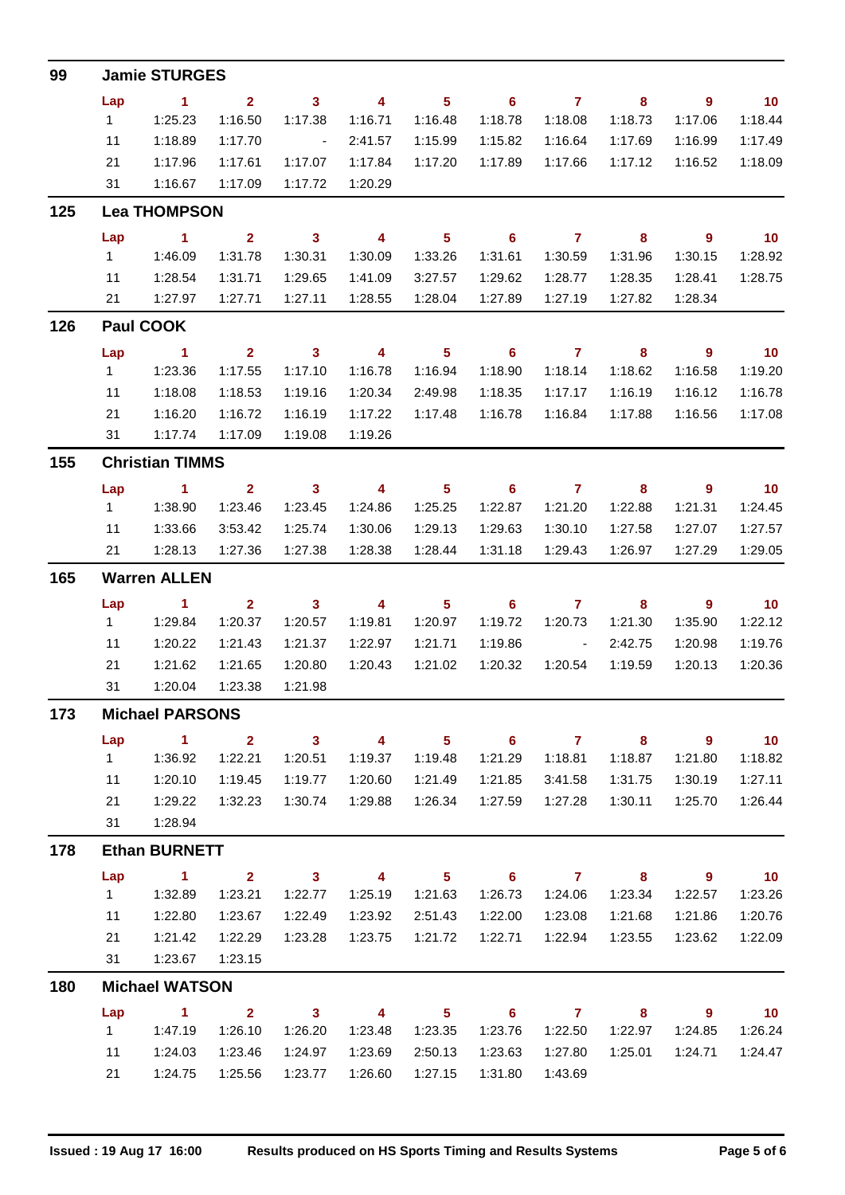## 99 Jamie STURGES

| Lap | 1 | 2 | 3 | 4 | 5 | 6 | 7 | 8 | 9 | 10 |
|---|---|---|---|---|---|---|---|---|---|---|
| 1 | 1:25.23 | 1:16.50 | 1:17.38 | 1:16.71 | 1:16.48 | 1:18.78 | 1:18.08 | 1:18.73 | 1:17.06 | 1:18.44 |
| 11 | 1:18.89 | 1:17.70 | - | 2:41.57 | 1:15.99 | 1:15.82 | 1:16.64 | 1:17.69 | 1:16.99 | 1:17.49 |
| 21 | 1:17.96 | 1:17.61 | 1:17.07 | 1:17.84 | 1:17.20 | 1:17.89 | 1:17.66 | 1:17.12 | 1:16.52 | 1:18.09 |
| 31 | 1:16.67 | 1:17.09 | 1:17.72 | 1:20.29 | | | | | | |

## 125 Lea THOMPSON

| Lap | 1 | 2 | 3 | 4 | 5 | 6 | 7 | 8 | 9 | 10 |
|---|---|---|---|---|---|---|---|---|---|---|
| 1 | 1:46.09 | 1:31.78 | 1:30.31 | 1:30.09 | 1:33.26 | 1:31.61 | 1:30.59 | 1:31.96 | 1:30.15 | 1:28.92 |
| 11 | 1:28.54 | 1:31.71 | 1:29.65 | 1:41.09 | 3:27.57 | 1:29.62 | 1:28.77 | 1:28.35 | 1:28.41 | 1:28.75 |
| 21 | 1:27.97 | 1:27.71 | 1:27.11 | 1:28.55 | 1:28.04 | 1:27.89 | 1:27.19 | 1:27.82 | 1:28.34 | |

## 126 Paul COOK

| Lap | 1 | 2 | 3 | 4 | 5 | 6 | 7 | 8 | 9 | 10 |
|---|---|---|---|---|---|---|---|---|---|---|
| 1 | 1:23.36 | 1:17.55 | 1:17.10 | 1:16.78 | 1:16.94 | 1:18.90 | 1:18.14 | 1:18.62 | 1:16.58 | 1:19.20 |
| 11 | 1:18.08 | 1:18.53 | 1:19.16 | 1:20.34 | 2:49.98 | 1:18.35 | 1:17.17 | 1:16.19 | 1:16.12 | 1:16.78 |
| 21 | 1:16.20 | 1:16.72 | 1:16.19 | 1:17.22 | 1:17.48 | 1:16.78 | 1:16.84 | 1:17.88 | 1:16.56 | 1:17.08 |
| 31 | 1:17.74 | 1:17.09 | 1:19.08 | 1:19.26 | | | | | | |

## 155 Christian TIMMS

| Lap | 1 | 2 | 3 | 4 | 5 | 6 | 7 | 8 | 9 | 10 |
|---|---|---|---|---|---|---|---|---|---|---|
| 1 | 1:38.90 | 1:23.46 | 1:23.45 | 1:24.86 | 1:25.25 | 1:22.87 | 1:21.20 | 1:22.88 | 1:21.31 | 1:24.45 |
| 11 | 1:33.66 | 3:53.42 | 1:25.74 | 1:30.06 | 1:29.13 | 1:29.63 | 1:30.10 | 1:27.58 | 1:27.07 | 1:27.57 |
| 21 | 1:28.13 | 1:27.36 | 1:27.38 | 1:28.38 | 1:28.44 | 1:31.18 | 1:29.43 | 1:26.97 | 1:27.29 | 1:29.05 |

## 165 Warren ALLEN

| Lap | 1 | 2 | 3 | 4 | 5 | 6 | 7 | 8 | 9 | 10 |
|---|---|---|---|---|---|---|---|---|---|---|
| 1 | 1:29.84 | 1:20.37 | 1:20.57 | 1:19.81 | 1:20.97 | 1:19.72 | 1:20.73 | 1:21.30 | 1:35.90 | 1:22.12 |
| 11 | 1:20.22 | 1:21.43 | 1:21.37 | 1:22.97 | 1:21.71 | 1:19.86 | - | 2:42.75 | 1:20.98 | 1:19.76 |
| 21 | 1:21.62 | 1:21.65 | 1:20.80 | 1:20.43 | 1:21.02 | 1:20.32 | 1:20.54 | 1:19.59 | 1:20.13 | 1:20.36 |
| 31 | 1:20.04 | 1:23.38 | 1:21.98 | | | | | | | |

## 173 Michael PARSONS

| Lap | 1 | 2 | 3 | 4 | 5 | 6 | 7 | 8 | 9 | 10 |
|---|---|---|---|---|---|---|---|---|---|---|
| 1 | 1:36.92 | 1:22.21 | 1:20.51 | 1:19.37 | 1:19.48 | 1:21.29 | 1:18.81 | 1:18.87 | 1:21.80 | 1:18.82 |
| 11 | 1:20.10 | 1:19.45 | 1:19.77 | 1:20.60 | 1:21.49 | 1:21.85 | 3:41.58 | 1:31.75 | 1:30.19 | 1:27.11 |
| 21 | 1:29.22 | 1:32.23 | 1:30.74 | 1:29.88 | 1:26.34 | 1:27.59 | 1:27.28 | 1:30.11 | 1:25.70 | 1:26.44 |
| 31 | 1:28.94 | | | | | | | | | |

## 178 Ethan BURNETT

| Lap | 1 | 2 | 3 | 4 | 5 | 6 | 7 | 8 | 9 | 10 |
|---|---|---|---|---|---|---|---|---|---|---|
| 1 | 1:32.89 | 1:23.21 | 1:22.77 | 1:25.19 | 1:21.63 | 1:26.73 | 1:24.06 | 1:23.34 | 1:22.57 | 1:23.26 |
| 11 | 1:22.80 | 1:23.67 | 1:22.49 | 1:23.92 | 2:51.43 | 1:22.00 | 1:23.08 | 1:21.68 | 1:21.86 | 1:20.76 |
| 21 | 1:21.42 | 1:22.29 | 1:23.28 | 1:23.75 | 1:21.72 | 1:22.71 | 1:22.94 | 1:23.55 | 1:23.62 | 1:22.09 |
| 31 | 1:23.67 | 1:23.15 | | | | | | | | |

## 180 Michael WATSON

| Lap | 1 | 2 | 3 | 4 | 5 | 6 | 7 | 8 | 9 | 10 |
|---|---|---|---|---|---|---|---|---|---|---|
| 1 | 1:47.19 | 1:26.10 | 1:26.20 | 1:23.48 | 1:23.35 | 1:23.76 | 1:22.50 | 1:22.97 | 1:24.85 | 1:26.24 |
| 11 | 1:24.03 | 1:23.46 | 1:24.97 | 1:23.69 | 2:50.13 | 1:23.63 | 1:27.80 | 1:25.01 | 1:24.71 | 1:24.47 |
| 21 | 1:24.75 | 1:25.56 | 1:23.77 | 1:26.60 | 1:27.15 | 1:31.80 | 1:43.69 | | | |

Issued : 19 Aug 17 16:00 — Results produced on HS Sports Timing and Results Systems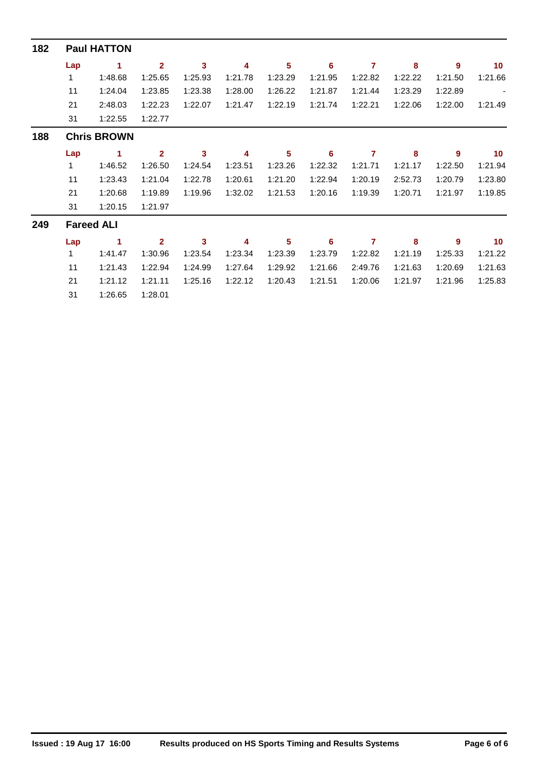## 182 Paul HATTON

| Lap | 1 | 2 | 3 | 4 | 5 | 6 | 7 | 8 | 9 | 10 |
|---|---|---|---|---|---|---|---|---|---|---|
| 1 | 1:48.68 | 1:25.65 | 1:25.93 | 1:21.78 | 1:23.29 | 1:21.95 | 1:22.82 | 1:22.22 | 1:21.50 | 1:21.66 |
| 11 | 1:24.04 | 1:23.85 | 1:23.38 | 1:28.00 | 1:26.22 | 1:21.87 | 1:21.44 | 1:23.29 | 1:22.89 | - |
| 21 | 2:48.03 | 1:22.23 | 1:22.07 | 1:21.47 | 1:22.19 | 1:21.74 | 1:22.21 | 1:22.06 | 1:22.00 | 1:21.49 |
| 31 | 1:22.55 | 1:22.77 | | | | | | | | |

## 188 Chris BROWN

| Lap | 1 | 2 | 3 | 4 | 5 | 6 | 7 | 8 | 9 | 10 |
|---|---|---|---|---|---|---|---|---|---|---|
| 1 | 1:46.52 | 1:26.50 | 1:24.54 | 1:23.51 | 1:23.26 | 1:22.32 | 1:21.71 | 1:21.17 | 1:22.50 | 1:21.94 |
| 11 | 1:23.43 | 1:21.04 | 1:22.78 | 1:20.61 | 1:21.20 | 1:22.94 | 1:20.19 | 2:52.73 | 1:20.79 | 1:23.80 |
| 21 | 1:20.68 | 1:19.89 | 1:19.96 | 1:32.02 | 1:21.53 | 1:20.16 | 1:19.39 | 1:20.71 | 1:21.97 | 1:19.85 |
| 31 | 1:20.15 | 1:21.97 | | | | | | | | |

## 249 Fareed ALI

| Lap | 1 | 2 | 3 | 4 | 5 | 6 | 7 | 8 | 9 | 10 |
|---|---|---|---|---|---|---|---|---|---|---|
| 1 | 1:41.47 | 1:30.96 | 1:23.54 | 1:23.34 | 1:23.39 | 1:23.79 | 1:22.82 | 1:21.19 | 1:25.33 | 1:21.22 |
| 11 | 1:21.43 | 1:22.94 | 1:24.99 | 1:27.64 | 1:29.92 | 1:21.66 | 2:49.76 | 1:21.63 | 1:20.69 | 1:21.63 |
| 21 | 1:21.12 | 1:21.11 | 1:25.16 | 1:22.12 | 1:20.43 | 1:21.51 | 1:20.06 | 1:21.97 | 1:21.96 | 1:25.83 |
| 31 | 1:26.65 | 1:28.01 | | | | | | | | |

**Issued : 19 Aug 17 16:00** **Results produced on HS Sports Timing and Results Systems**